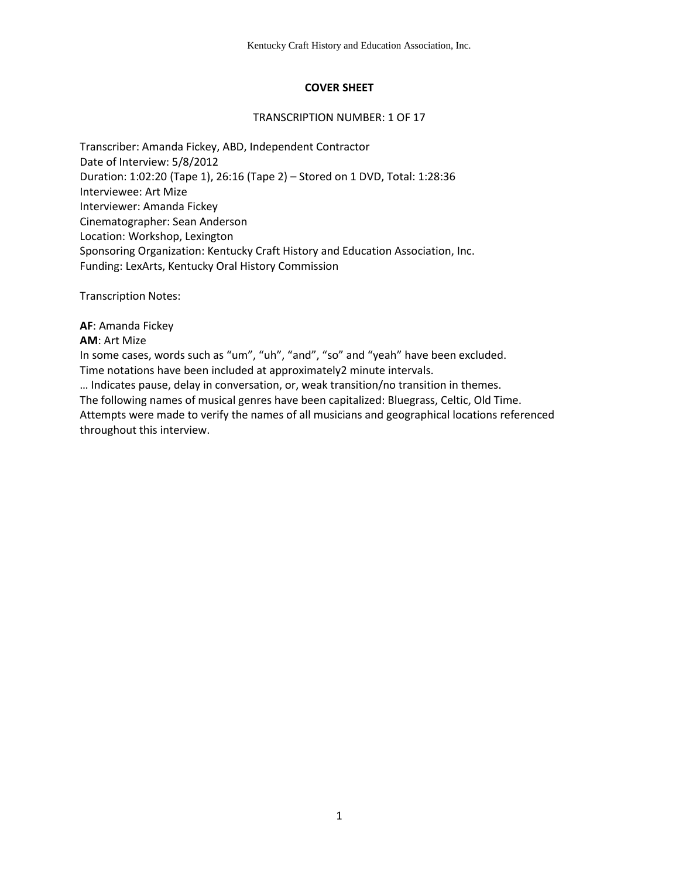# COVER SHEET

TRANSCRIPTION NUMBER: 1 OF 17

Transcriber: Amanda Fickey, ABD, Independent Contractor
Date of Interview: 5/8/2012
Duration: 1:02:20 (Tape 1), 26:16 (Tape 2) – Stored on 1 DVD, Total: 1:28:36
Interviewee: Art Mize
Interviewer: Amanda Fickey
Cinematographer: Sean Anderson
Location: Workshop, Lexington
Sponsoring Organization: Kentucky Craft History and Education Association, Inc.
Funding: LexArts, Kentucky Oral History Commission

Transcription Notes:

**AF**: Amanda Fickey
**AM**: Art Mize
In some cases, words such as "um", "uh", "and", "so" and "yeah" have been excluded.
Time notations have been included at approximately2 minute intervals.
… Indicates pause, delay in conversation, or, weak transition/no transition in themes.
The following names of musical genres have been capitalized: Bluegrass, Celtic, Old Time.
Attempts were made to verify the names of all musicians and geographical locations referenced throughout this interview.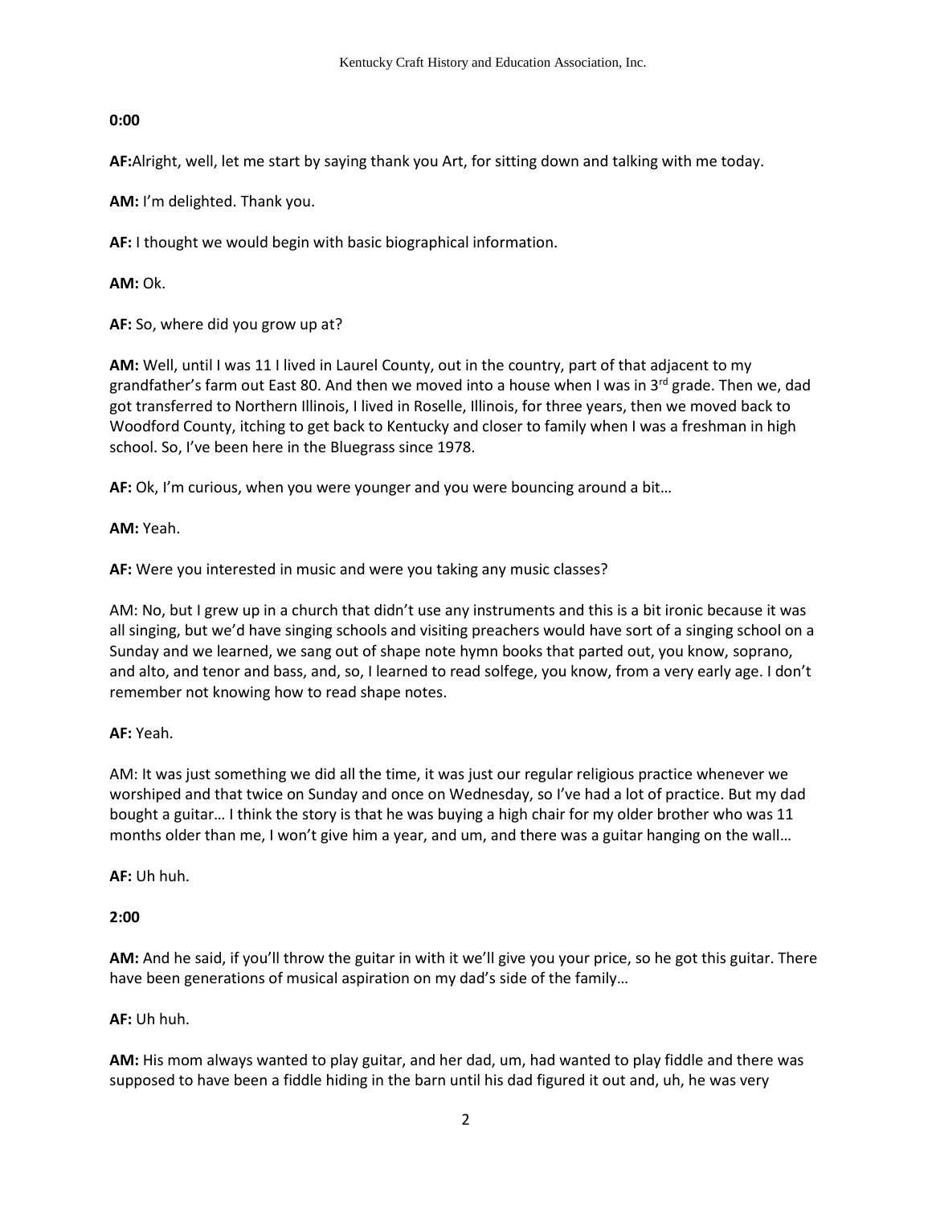**0:00**

**AF:**Alright, well, let me start by saying thank you Art, for sitting down and talking with me today.

**AM:** I'm delighted. Thank you.

**AF:** I thought we would begin with basic biographical information.

**AM:** Ok.

**AF:** So, where did you grow up at?

**AM:** Well, until I was 11 I lived in Laurel County, out in the country, part of that adjacent to my grandfather's farm out East 80. And then we moved into a house when I was in 3rd grade. Then we, dad got transferred to Northern Illinois, I lived in Roselle, Illinois, for three years, then we moved back to Woodford County, itching to get back to Kentucky and closer to family when I was a freshman in high school. So, I've been here in the Bluegrass since 1978.

**AF:** Ok, I'm curious, when you were younger and you were bouncing around a bit…

**AM:** Yeah.

**AF:** Were you interested in music and were you taking any music classes?

AM: No, but I grew up in a church that didn't use any instruments and this is a bit ironic because it was all singing, but we'd have singing schools and visiting preachers would have sort of a singing school on a Sunday and we learned, we sang out of shape note hymn books that parted out, you know, soprano, and alto, and tenor and bass, and, so, I learned to read solfege, you know, from a very early age. I don't remember not knowing how to read shape notes.

**AF:** Yeah.

AM: It was just something we did all the time, it was just our regular religious practice whenever we worshiped and that twice on Sunday and once on Wednesday, so I've had a lot of practice. But my dad bought a guitar… I think the story is that he was buying a high chair for my older brother who was 11 months older than me, I won't give him a year, and um, and there was a guitar hanging on the wall…

**AF:** Uh huh.

**2:00**

**AM:** And he said, if you'll throw the guitar in with it we'll give you your price, so he got this guitar. There have been generations of musical aspiration on my dad's side of the family…

**AF:** Uh huh.

**AM:** His mom always wanted to play guitar, and her dad, um, had wanted to play fiddle and there was supposed to have been a fiddle hiding in the barn until his dad figured it out and, uh, he was very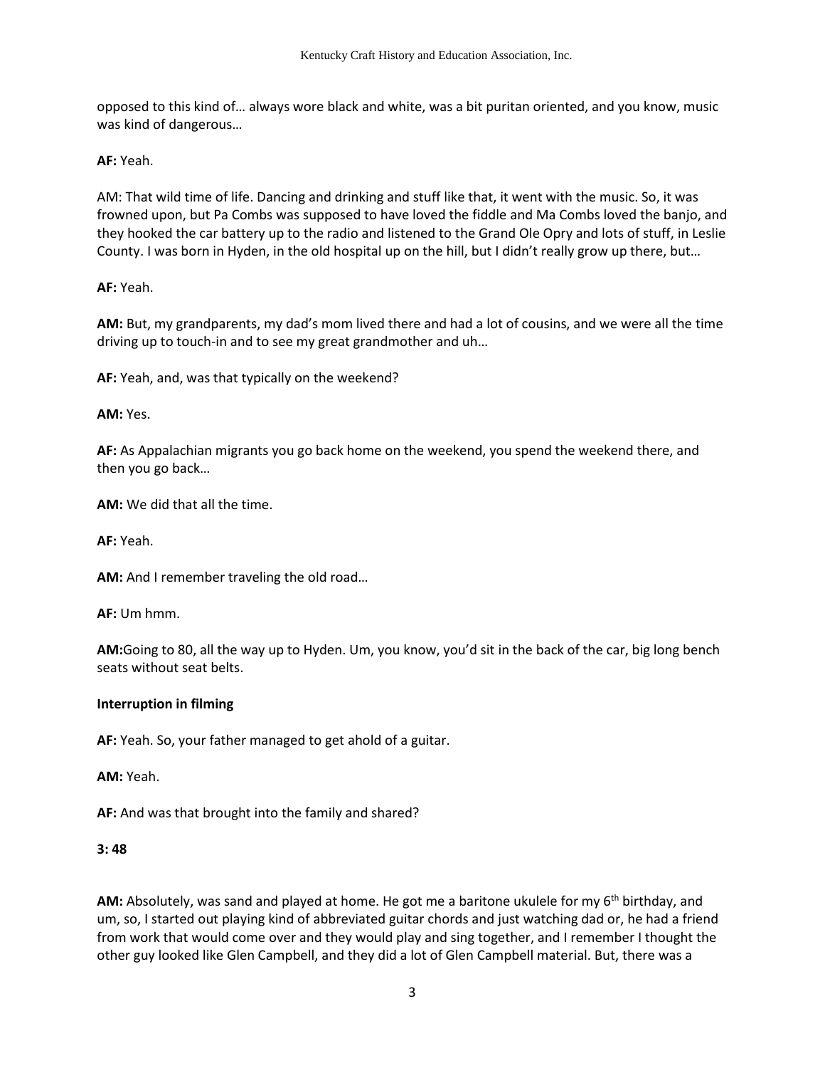opposed to this kind of… always wore black and white, was a bit puritan oriented, and you know, music was kind of dangerous…

**AF:** Yeah.

AM: That wild time of life. Dancing and drinking and stuff like that, it went with the music. So, it was frowned upon, but Pa Combs was supposed to have loved the fiddle and Ma Combs loved the banjo, and they hooked the car battery up to the radio and listened to the Grand Ole Opry and lots of stuff, in Leslie County. I was born in Hyden, in the old hospital up on the hill, but I didn't really grow up there, but…

**AF:** Yeah.

**AM:** But, my grandparents, my dad's mom lived there and had a lot of cousins, and we were all the time driving up to touch-in and to see my great grandmother and uh…

**AF:** Yeah, and, was that typically on the weekend?

**AM:** Yes.

**AF:** As Appalachian migrants you go back home on the weekend, you spend the weekend there, and then you go back…

**AM:** We did that all the time.

**AF:** Yeah.

**AM:** And I remember traveling the old road…

**AF:** Um hmm.

**AM:**Going to 80, all the way up to Hyden. Um, you know, you'd sit in the back of the car, big long bench seats without seat belts.

**Interruption in filming**

**AF:** Yeah. So, your father managed to get ahold of a guitar.

**AM:** Yeah.

**AF:** And was that brought into the family and shared?

**3: 48**

**AM:** Absolutely, was sand and played at home. He got me a baritone ukulele for my 6th birthday, and um, so, I started out playing kind of abbreviated guitar chords and just watching dad or, he had a friend from work that would come over and they would play and sing together, and I remember I thought the other guy looked like Glen Campbell, and they did a lot of Glen Campbell material. But, there was a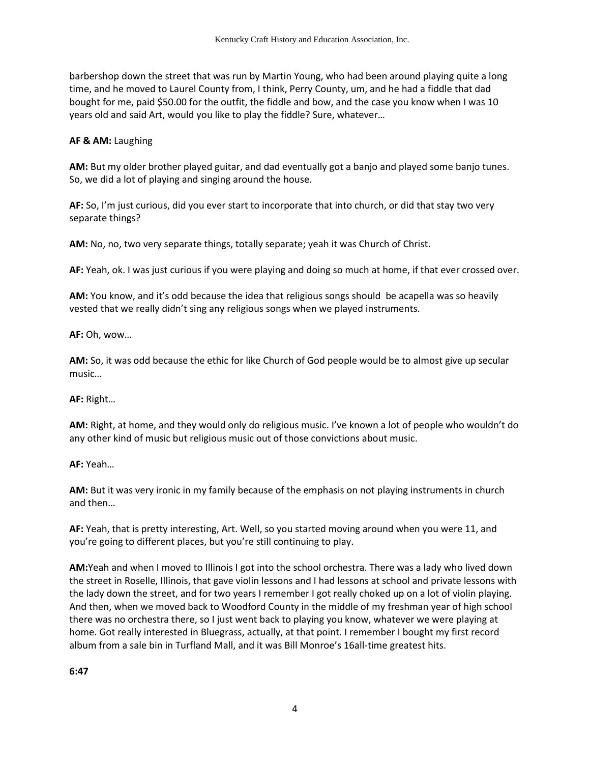barbershop down the street that was run by Martin Young, who had been around playing quite a long time, and he moved to Laurel County from, I think, Perry County, um, and he had a fiddle that dad bought for me, paid $50.00 for the outfit, the fiddle and bow, and the case you know when I was 10 years old and said Art, would you like to play the fiddle? Sure, whatever…

**AF & AM:** Laughing

**AM:** But my older brother played guitar, and dad eventually got a banjo and played some banjo tunes. So, we did a lot of playing and singing around the house.

**AF:** So, I'm just curious, did you ever start to incorporate that into church, or did that stay two very separate things?

**AM:** No, no, two very separate things, totally separate; yeah it was Church of Christ.

**AF:** Yeah, ok. I was just curious if you were playing and doing so much at home, if that ever crossed over.

**AM:** You know, and it's odd because the idea that religious songs should be acapella was so heavily vested that we really didn't sing any religious songs when we played instruments.

**AF:** Oh, wow…

**AM:** So, it was odd because the ethic for like Church of God people would be to almost give up secular music…

**AF:** Right…

**AM:** Right, at home, and they would only do religious music. I've known a lot of people who wouldn't do any other kind of music but religious music out of those convictions about music.

**AF:** Yeah…

**AM:** But it was very ironic in my family because of the emphasis on not playing instruments in church and then…

**AF:** Yeah, that is pretty interesting, Art. Well, so you started moving around when you were 11, and you're going to different places, but you're still continuing to play.

**AM:** Yeah and when I moved to Illinois I got into the school orchestra. There was a lady who lived down the street in Roselle, Illinois, that gave violin lessons and I had lessons at school and private lessons with the lady down the street, and for two years I remember I got really choked up on a lot of violin playing. And then, when we moved back to Woodford County in the middle of my freshman year of high school there was no orchestra there, so I just went back to playing you know, whatever we were playing at home. Got really interested in Bluegrass, actually, at that point. I remember I bought my first record album from a sale bin in Turfland Mall, and it was Bill Monroe's 16all-time greatest hits.

**6:47**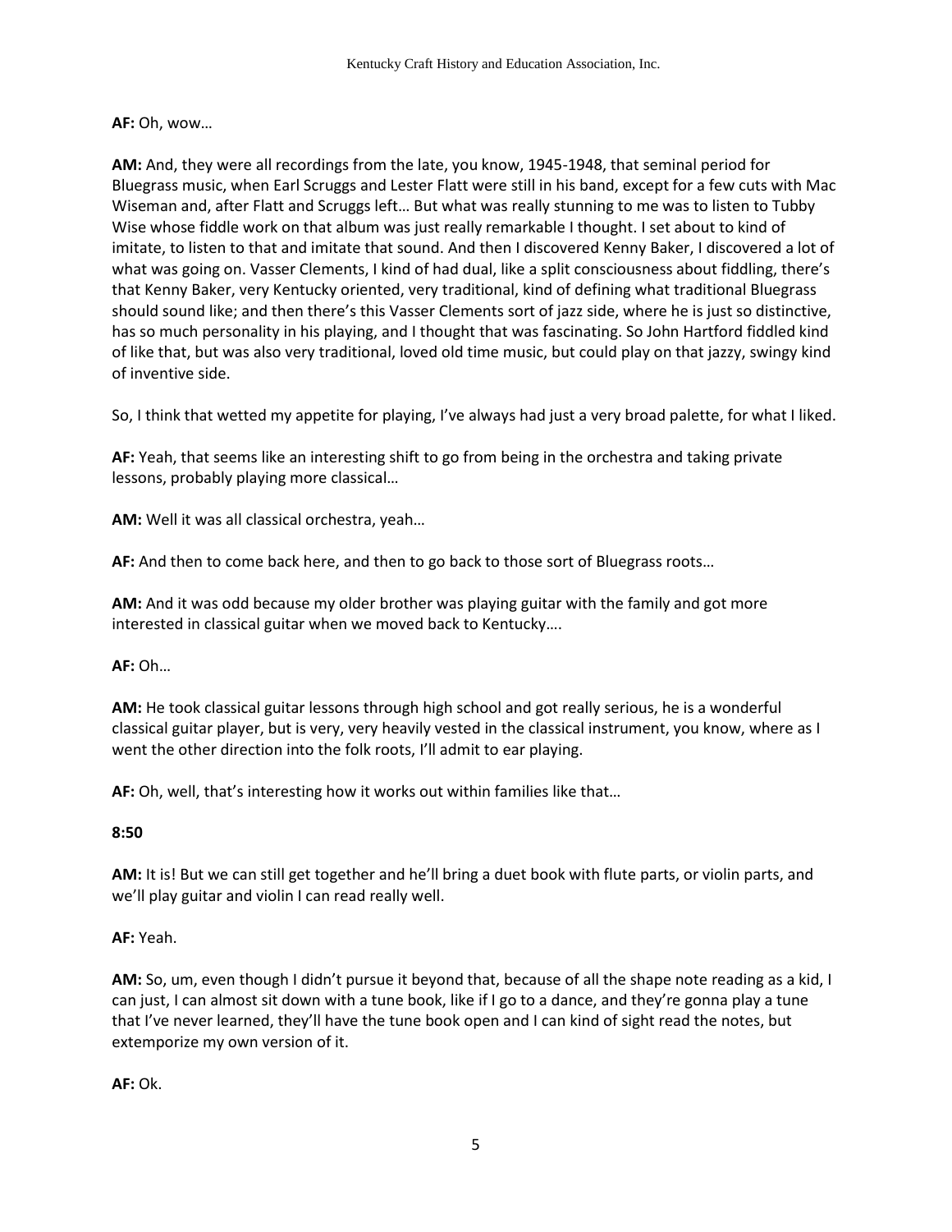**AF:** Oh, wow…

**AM:** And, they were all recordings from the late, you know, 1945-1948, that seminal period for Bluegrass music, when Earl Scruggs and Lester Flatt were still in his band, except for a few cuts with Mac Wiseman and, after Flatt and Scruggs left… But what was really stunning to me was to listen to Tubby Wise whose fiddle work on that album was just really remarkable I thought. I set about to kind of imitate, to listen to that and imitate that sound. And then I discovered Kenny Baker, I discovered a lot of what was going on. Vasser Clements, I kind of had dual, like a split consciousness about fiddling, there's that Kenny Baker, very Kentucky oriented, very traditional, kind of defining what traditional Bluegrass should sound like; and then there's this Vasser Clements sort of jazz side, where he is just so distinctive, has so much personality in his playing, and I thought that was fascinating. So John Hartford fiddled kind of like that, but was also very traditional, loved old time music, but could play on that jazzy, swingy kind of inventive side.

So, I think that wetted my appetite for playing, I've always had just a very broad palette, for what I liked.

**AF:** Yeah, that seems like an interesting shift to go from being in the orchestra and taking private lessons, probably playing more classical…

**AM:** Well it was all classical orchestra, yeah…

**AF:** And then to come back here, and then to go back to those sort of Bluegrass roots…

**AM:** And it was odd because my older brother was playing guitar with the family and got more interested in classical guitar when we moved back to Kentucky….

**AF:** Oh…

**AM:** He took classical guitar lessons through high school and got really serious, he is a wonderful classical guitar player, but is very, very heavily vested in the classical instrument, you know, where as I went the other direction into the folk roots, I'll admit to ear playing.

**AF:** Oh, well, that's interesting how it works out within families like that…

**8:50**

**AM:** It is! But we can still get together and he'll bring a duet book with flute parts, or violin parts, and we'll play guitar and violin I can read really well.

**AF:** Yeah.

**AM:** So, um, even though I didn't pursue it beyond that, because of all the shape note reading as a kid, I can just, I can almost sit down with a tune book, like if I go to a dance, and they're gonna play a tune that I've never learned, they'll have the tune book open and I can kind of sight read the notes, but extemporize my own version of it.

**AF:** Ok.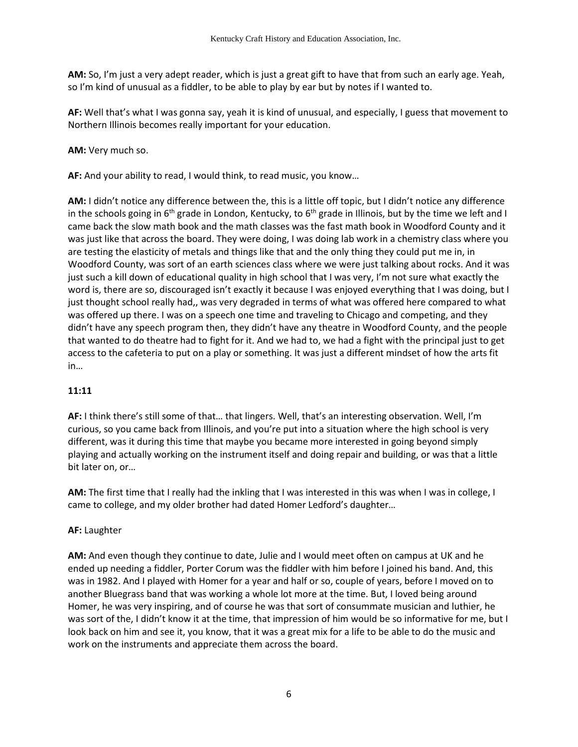**AM:** So, I'm just a very adept reader, which is just a great gift to have that from such an early age. Yeah, so I'm kind of unusual as a fiddler, to be able to play by ear but by notes if I wanted to.

**AF:** Well that's what I was gonna say, yeah it is kind of unusual, and especially, I guess that movement to Northern Illinois becomes really important for your education.

**AM:** Very much so.

**AF:** And your ability to read, I would think, to read music, you know…

**AM:** I didn't notice any difference between the, this is a little off topic, but I didn't notice any difference in the schools going in 6th grade in London, Kentucky, to 6th grade in Illinois, but by the time we left and I came back the slow math book and the math classes was the fast math book in Woodford County and it was just like that across the board. They were doing, I was doing lab work in a chemistry class where you are testing the elasticity of metals and things like that and the only thing they could put me in, in Woodford County, was sort of an earth sciences class where we were just talking about rocks. And it was just such a kill down of educational quality in high school that I was very, I'm not sure what exactly the word is, there are so, discouraged isn't exactly it because I was enjoyed everything that I was doing, but I just thought school really had,, was very degraded in terms of what was offered here compared to what was offered up there. I was on a speech one time and traveling to Chicago and competing, and they didn't have any speech program then, they didn't have any theatre in Woodford County, and the people that wanted to do theatre had to fight for it. And we had to, we had a fight with the principal just to get access to the cafeteria to put on a play or something. It was just a different mindset of how the arts fit in…

**11:11**

**AF:** I think there's still some of that… that lingers. Well, that's an interesting observation. Well, I'm curious, so you came back from Illinois, and you're put into a situation where the high school is very different, was it during this time that maybe you became more interested in going beyond simply playing and actually working on the instrument itself and doing repair and building, or was that a little bit later on, or…

**AM:** The first time that I really had the inkling that I was interested in this was when I was in college, I came to college, and my older brother had dated Homer Ledford's daughter…

**AF:** Laughter

**AM:** And even though they continue to date, Julie and I would meet often on campus at UK and he ended up needing a fiddler, Porter Corum was the fiddler with him before I joined his band. And, this was in 1982. And I played with Homer for a year and half or so, couple of years, before I moved on to another Bluegrass band that was working a whole lot more at the time. But, I loved being around Homer, he was very inspiring, and of course he was that sort of consummate musician and luthier, he was sort of the, I didn't know it at the time, that impression of him would be so informative for me, but I look back on him and see it, you know, that it was a great mix for a life to be able to do the music and work on the instruments and appreciate them across the board.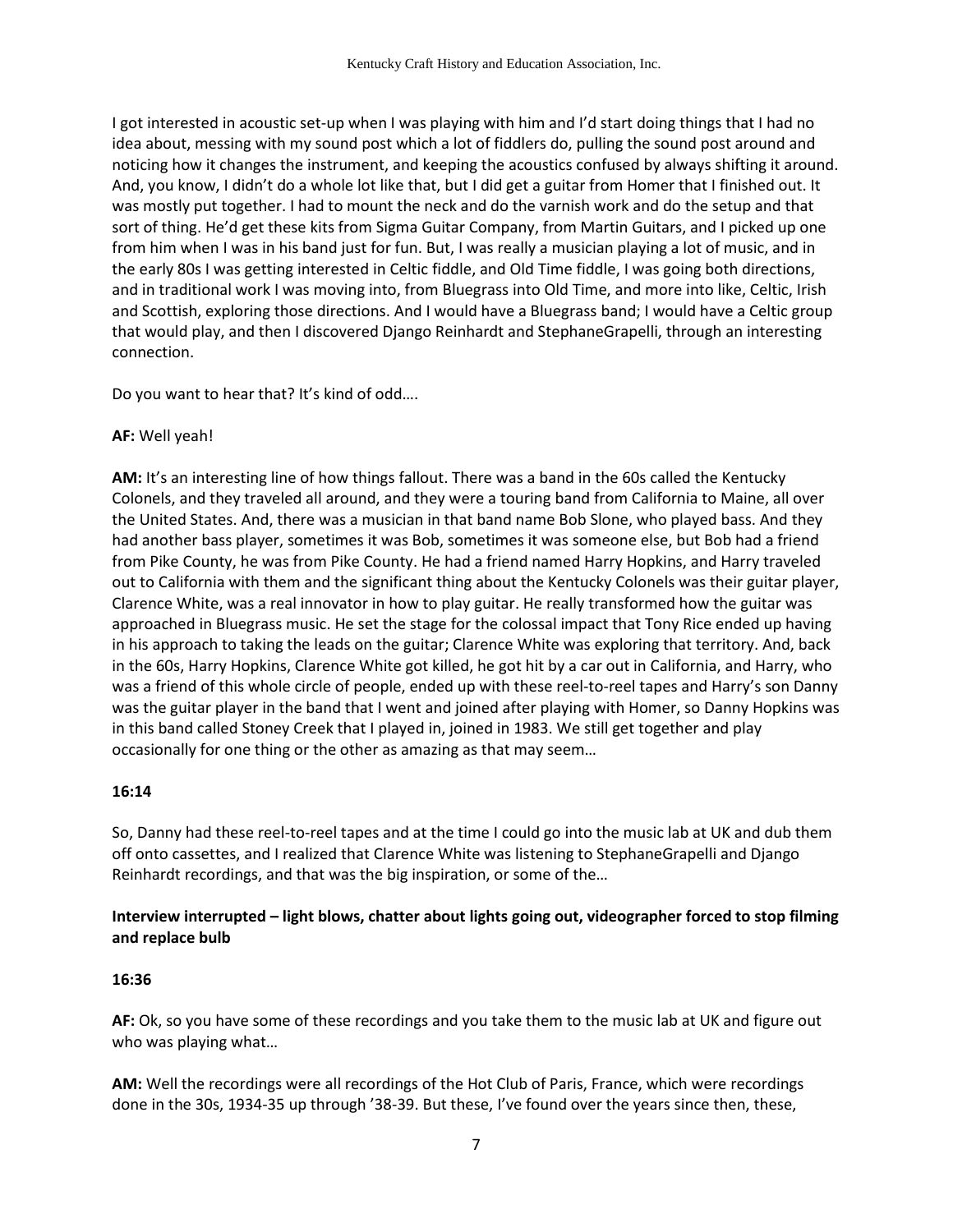I got interested in acoustic set-up when I was playing with him and I'd start doing things that I had no idea about, messing with my sound post which a lot of fiddlers do, pulling the sound post around and noticing how it changes the instrument, and keeping the acoustics confused by always shifting it around. And, you know, I didn't do a whole lot like that, but I did get a guitar from Homer that I finished out. It was mostly put together. I had to mount the neck and do the varnish work and do the setup and that sort of thing. He'd get these kits from Sigma Guitar Company, from Martin Guitars, and I picked up one from him when I was in his band just for fun. But, I was really a musician playing a lot of music, and in the early 80s I was getting interested in Celtic fiddle, and Old Time fiddle, I was going both directions, and in traditional work I was moving into, from Bluegrass into Old Time, and more into like, Celtic, Irish and Scottish, exploring those directions. And I would have a Bluegrass band; I would have a Celtic group that would play, and then I discovered Django Reinhardt and StephaneGrapelli, through an interesting connection.

Do you want to hear that? It's kind of odd….

**AF:** Well yeah!

**AM:** It's an interesting line of how things fallout. There was a band in the 60s called the Kentucky Colonels, and they traveled all around, and they were a touring band from California to Maine, all over the United States. And, there was a musician in that band name Bob Slone, who played bass. And they had another bass player, sometimes it was Bob, sometimes it was someone else, but Bob had a friend from Pike County, he was from Pike County. He had a friend named Harry Hopkins, and Harry traveled out to California with them and the significant thing about the Kentucky Colonels was their guitar player, Clarence White, was a real innovator in how to play guitar. He really transformed how the guitar was approached in Bluegrass music. He set the stage for the colossal impact that Tony Rice ended up having in his approach to taking the leads on the guitar; Clarence White was exploring that territory. And, back in the 60s, Harry Hopkins, Clarence White got killed, he got hit by a car out in California, and Harry, who was a friend of this whole circle of people, ended up with these reel-to-reel tapes and Harry's son Danny was the guitar player in the band that I went and joined after playing with Homer, so Danny Hopkins was in this band called Stoney Creek that I played in, joined in 1983. We still get together and play occasionally for one thing or the other as amazing as that may seem…

**16:14**

So, Danny had these reel-to-reel tapes and at the time I could go into the music lab at UK and dub them off onto cassettes, and I realized that Clarence White was listening to StephaneGrapelli and Django Reinhardt recordings, and that was the big inspiration, or some of the…

**Interview interrupted – light blows, chatter about lights going out, videographer forced to stop filming and replace bulb**

**16:36**

**AF:** Ok, so you have some of these recordings and you take them to the music lab at UK and figure out who was playing what…

**AM:** Well the recordings were all recordings of the Hot Club of Paris, France, which were recordings done in the 30s, 1934-35 up through '38-39. But these, I've found over the years since then, these,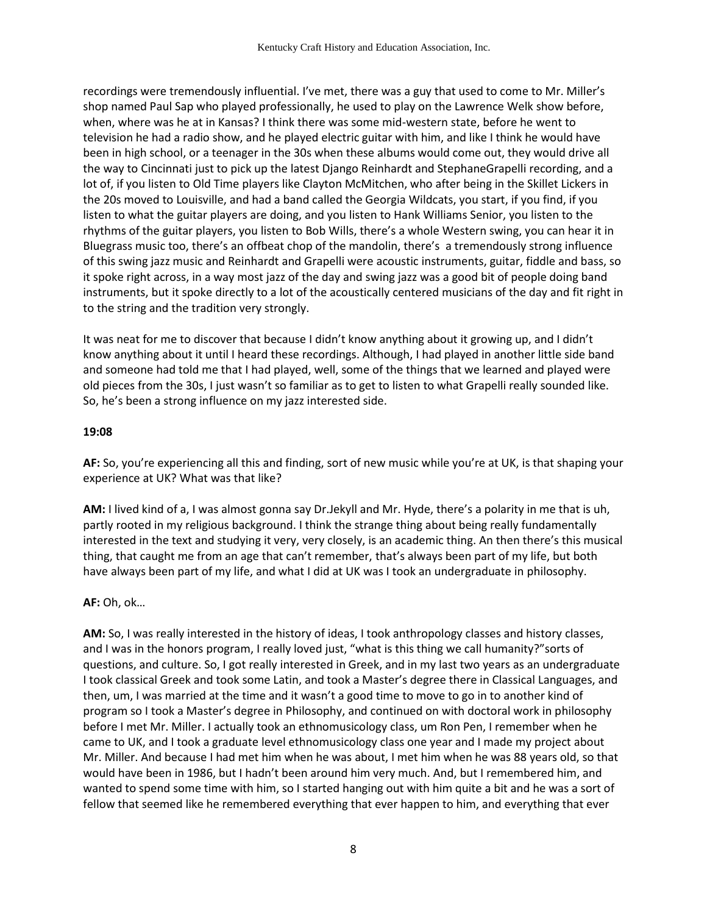recordings were tremendously influential. I've met, there was a guy that used to come to Mr. Miller's shop named Paul Sap who played professionally, he used to play on the Lawrence Welk show before, when, where was he at in Kansas? I think there was some mid-western state, before he went to television he had a radio show, and he played electric guitar with him, and like I think he would have been in high school, or a teenager in the 30s when these albums would come out, they would drive all the way to Cincinnati just to pick up the latest Django Reinhardt and StephaneGrapelli recording, and a lot of, if you listen to Old Time players like Clayton McMitchen, who after being in the Skillet Lickers in the 20s moved to Louisville, and had a band called the Georgia Wildcats, you start, if you find, if you listen to what the guitar players are doing, and you listen to Hank Williams Senior, you listen to the rhythms of the guitar players, you listen to Bob Wills, there's a whole Western swing, you can hear it in Bluegrass music too, there's an offbeat chop of the mandolin, there's a tremendously strong influence of this swing jazz music and Reinhardt and Grapelli were acoustic instruments, guitar, fiddle and bass, so it spoke right across, in a way most jazz of the day and swing jazz was a good bit of people doing band instruments, but it spoke directly to a lot of the acoustically centered musicians of the day and fit right in to the string and the tradition very strongly.

It was neat for me to discover that because I didn't know anything about it growing up, and I didn't know anything about it until I heard these recordings. Although, I had played in another little side band and someone had told me that I had played, well, some of the things that we learned and played were old pieces from the 30s, I just wasn't so familiar as to get to listen to what Grapelli really sounded like. So, he's been a strong influence on my jazz interested side.

**19:08**

**AF:** So, you're experiencing all this and finding, sort of new music while you're at UK, is that shaping your experience at UK? What was that like?

**AM:** I lived kind of a, I was almost gonna say Dr.Jekyll and Mr. Hyde, there's a polarity in me that is uh, partly rooted in my religious background. I think the strange thing about being really fundamentally interested in the text and studying it very, very closely, is an academic thing. An then there's this musical thing, that caught me from an age that can't remember, that's always been part of my life, but both have always been part of my life, and what I did at UK was I took an undergraduate in philosophy.

**AF:** Oh, ok…

**AM:** So, I was really interested in the history of ideas, I took anthropology classes and history classes, and I was in the honors program, I really loved just, "what is this thing we call humanity?"sorts of questions, and culture. So, I got really interested in Greek, and in my last two years as an undergraduate I took classical Greek and took some Latin, and took a Master's degree there in Classical Languages, and then, um, I was married at the time and it wasn't a good time to move to go in to another kind of program so I took a Master's degree in Philosophy, and continued on with doctoral work in philosophy before I met Mr. Miller. I actually took an ethnomusicology class, um Ron Pen, I remember when he came to UK, and I took a graduate level ethnomusicology class one year and I made my project about Mr. Miller. And because I had met him when he was about, I met him when he was 88 years old, so that would have been in 1986, but I hadn't been around him very much. And, but I remembered him, and wanted to spend some time with him, so I started hanging out with him quite a bit and he was a sort of fellow that seemed like he remembered everything that ever happen to him, and everything that ever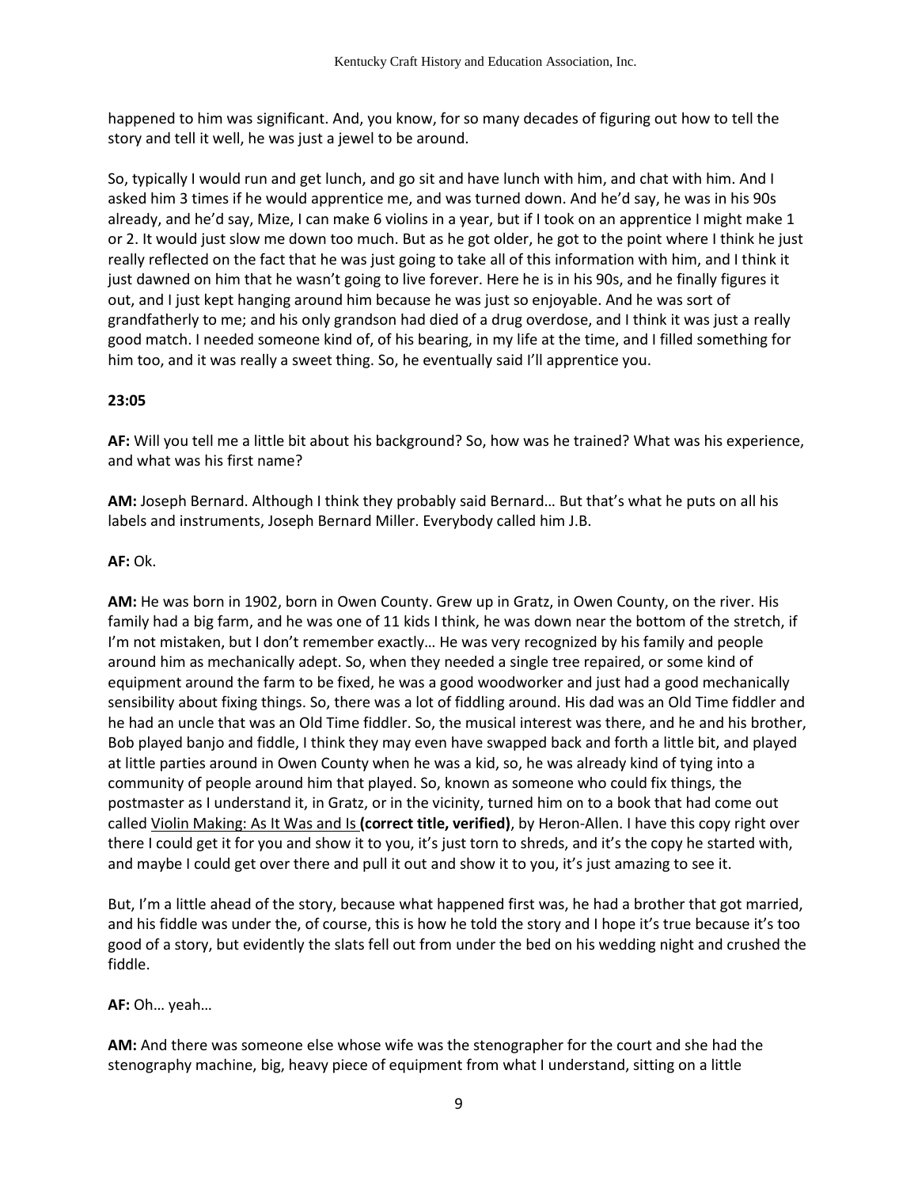happened to him was significant. And, you know, for so many decades of figuring out how to tell the story and tell it well, he was just a jewel to be around.

So, typically I would run and get lunch, and go sit and have lunch with him, and chat with him. And I asked him 3 times if he would apprentice me, and was turned down. And he'd say, he was in his 90s already, and he'd say, Mize, I can make 6 violins in a year, but if I took on an apprentice I might make 1 or 2. It would just slow me down too much. But as he got older, he got to the point where I think he just really reflected on the fact that he was just going to take all of this information with him, and I think it just dawned on him that he wasn't going to live forever. Here he is in his 90s, and he finally figures it out, and I just kept hanging around him because he was just so enjoyable. And he was sort of grandfatherly to me; and his only grandson had died of a drug overdose, and I think it was just a really good match. I needed someone kind of, of his bearing, in my life at the time, and I filled something for him too, and it was really a sweet thing. So, he eventually said I'll apprentice you.

**23:05**

**AF:** Will you tell me a little bit about his background? So, how was he trained? What was his experience, and what was his first name?

**AM:** Joseph Bernard. Although I think they probably said Bernard… But that's what he puts on all his labels and instruments, Joseph Bernard Miller. Everybody called him J.B.

**AF:** Ok.

**AM:** He was born in 1902, born in Owen County. Grew up in Gratz, in Owen County, on the river. His family had a big farm, and he was one of 11 kids I think, he was down near the bottom of the stretch, if I'm not mistaken, but I don't remember exactly… He was very recognized by his family and people around him as mechanically adept. So, when they needed a single tree repaired, or some kind of equipment around the farm to be fixed, he was a good woodworker and just had a good mechanically sensibility about fixing things. So, there was a lot of fiddling around. His dad was an Old Time fiddler and he had an uncle that was an Old Time fiddler. So, the musical interest was there, and he and his brother, Bob played banjo and fiddle, I think they may even have swapped back and forth a little bit, and played at little parties around in Owen County when he was a kid, so, he was already kind of tying into a community of people around him that played. So, known as someone who could fix things, the postmaster as I understand it, in Gratz, or in the vicinity, turned him on to a book that had come out called <u>Violin Making: As It Was and Is</u> **(correct title, verified)**, by Heron-Allen. I have this copy right over there I could get it for you and show it to you, it's just torn to shreds, and it's the copy he started with, and maybe I could get over there and pull it out and show it to you, it's just amazing to see it.

But, I'm a little ahead of the story, because what happened first was, he had a brother that got married, and his fiddle was under the, of course, this is how he told the story and I hope it's true because it's too good of a story, but evidently the slats fell out from under the bed on his wedding night and crushed the fiddle.

**AF:** Oh… yeah…

**AM:** And there was someone else whose wife was the stenographer for the court and she had the stenography machine, big, heavy piece of equipment from what I understand, sitting on a little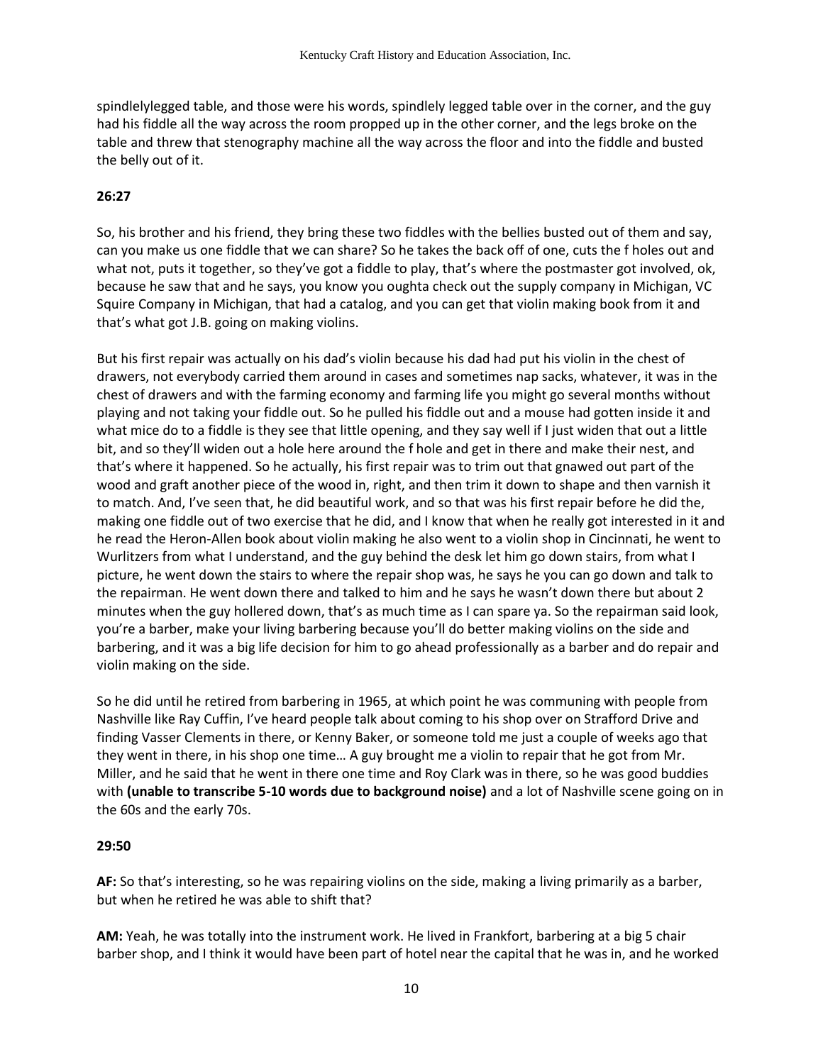spindlelylegged table, and those were his words, spindlely legged table over in the corner, and the guy had his fiddle all the way across the room propped up in the other corner, and the legs broke on the table and threw that stenography machine all the way across the floor and into the fiddle and busted the belly out of it.

**26:27**

So, his brother and his friend, they bring these two fiddles with the bellies busted out of them and say, can you make us one fiddle that we can share? So he takes the back off of one, cuts the f holes out and what not, puts it together, so they've got a fiddle to play, that's where the postmaster got involved, ok, because he saw that and he says, you know you oughta check out the supply company in Michigan, VC Squire Company in Michigan, that had a catalog, and you can get that violin making book from it and that's what got J.B. going on making violins.

But his first repair was actually on his dad's violin because his dad had put his violin in the chest of drawers, not everybody carried them around in cases and sometimes nap sacks, whatever, it was in the chest of drawers and with the farming economy and farming life you might go several months without playing and not taking your fiddle out. So he pulled his fiddle out and a mouse had gotten inside it and what mice do to a fiddle is they see that little opening, and they say well if I just widen that out a little bit, and so they'll widen out a hole here around the f hole and get in there and make their nest, and that's where it happened. So he actually, his first repair was to trim out that gnawed out part of the wood and graft another piece of the wood in, right, and then trim it down to shape and then varnish it to match. And, I've seen that, he did beautiful work, and so that was his first repair before he did the, making one fiddle out of two exercise that he did, and I know that when he really got interested in it and he read the Heron-Allen book about violin making he also went to a violin shop in Cincinnati, he went to Wurlitzers from what I understand, and the guy behind the desk let him go down stairs, from what I picture, he went down the stairs to where the repair shop was, he says he you can go down and talk to the repairman. He went down there and talked to him and he says he wasn't down there but about 2 minutes when the guy hollered down, that's as much time as I can spare ya. So the repairman said look, you're a barber, make your living barbering because you'll do better making violins on the side and barbering, and it was a big life decision for him to go ahead professionally as a barber and do repair and violin making on the side.

So he did until he retired from barbering in 1965, at which point he was communing with people from Nashville like Ray Cuffin, I've heard people talk about coming to his shop over on Strafford Drive and finding Vasser Clements in there, or Kenny Baker, or someone told me just a couple of weeks ago that they went in there, in his shop one time… A guy brought me a violin to repair that he got from Mr. Miller, and he said that he went in there one time and Roy Clark was in there, so he was good buddies with **(unable to transcribe 5-10 words due to background noise)** and a lot of Nashville scene going on in the 60s and the early 70s.

**29:50**

**AF:** So that's interesting, so he was repairing violins on the side, making a living primarily as a barber, but when he retired he was able to shift that?

**AM:** Yeah, he was totally into the instrument work. He lived in Frankfort, barbering at a big 5 chair barber shop, and I think it would have been part of hotel near the capital that he was in, and he worked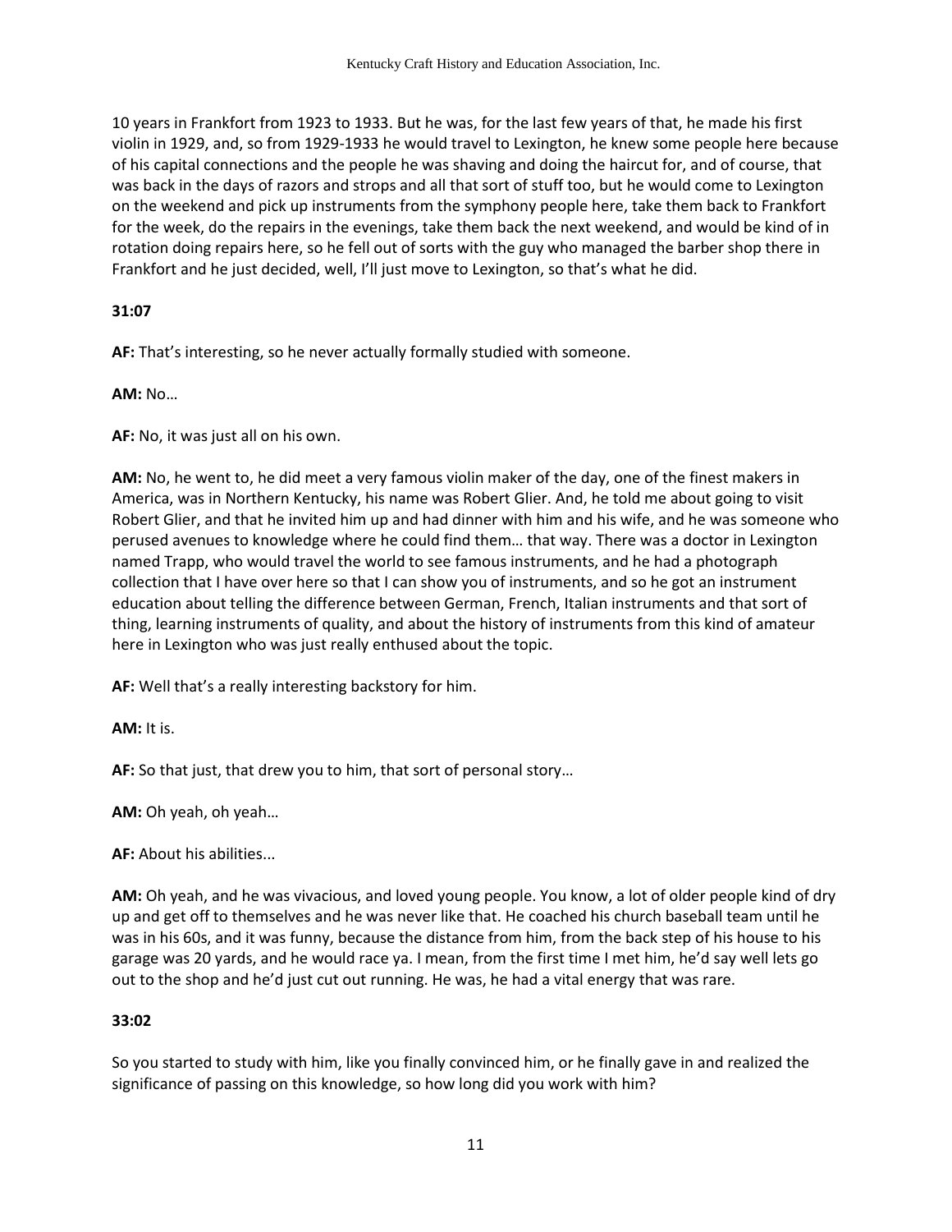10 years in Frankfort from 1923 to 1933. But he was, for the last few years of that, he made his first violin in 1929, and, so from 1929-1933 he would travel to Lexington, he knew some people here because of his capital connections and the people he was shaving and doing the haircut for, and of course, that was back in the days of razors and strops and all that sort of stuff too, but he would come to Lexington on the weekend and pick up instruments from the symphony people here, take them back to Frankfort for the week, do the repairs in the evenings, take them back the next weekend, and would be kind of in rotation doing repairs here, so he fell out of sorts with the guy who managed the barber shop there in Frankfort and he just decided, well, I'll just move to Lexington, so that's what he did.

**31:07**

**AF:** That's interesting, so he never actually formally studied with someone.

**AM:** No…

**AF:** No, it was just all on his own.

**AM:** No, he went to, he did meet a very famous violin maker of the day, one of the finest makers in America, was in Northern Kentucky, his name was Robert Glier. And, he told me about going to visit Robert Glier, and that he invited him up and had dinner with him and his wife, and he was someone who perused avenues to knowledge where he could find them… that way. There was a doctor in Lexington named Trapp, who would travel the world to see famous instruments, and he had a photograph collection that I have over here so that I can show you of instruments, and so he got an instrument education about telling the difference between German, French, Italian instruments and that sort of thing, learning instruments of quality, and about the history of instruments from this kind of amateur here in Lexington who was just really enthused about the topic.

**AF:** Well that's a really interesting backstory for him.

**AM:** It is.

**AF:** So that just, that drew you to him, that sort of personal story…

**AM:** Oh yeah, oh yeah…

**AF:** About his abilities...

**AM:** Oh yeah, and he was vivacious, and loved young people. You know, a lot of older people kind of dry up and get off to themselves and he was never like that. He coached his church baseball team until he was in his 60s, and it was funny, because the distance from him, from the back step of his house to his garage was 20 yards, and he would race ya. I mean, from the first time I met him, he'd say well lets go out to the shop and he'd just cut out running. He was, he had a vital energy that was rare.

**33:02**

So you started to study with him, like you finally convinced him, or he finally gave in and realized the significance of passing on this knowledge, so how long did you work with him?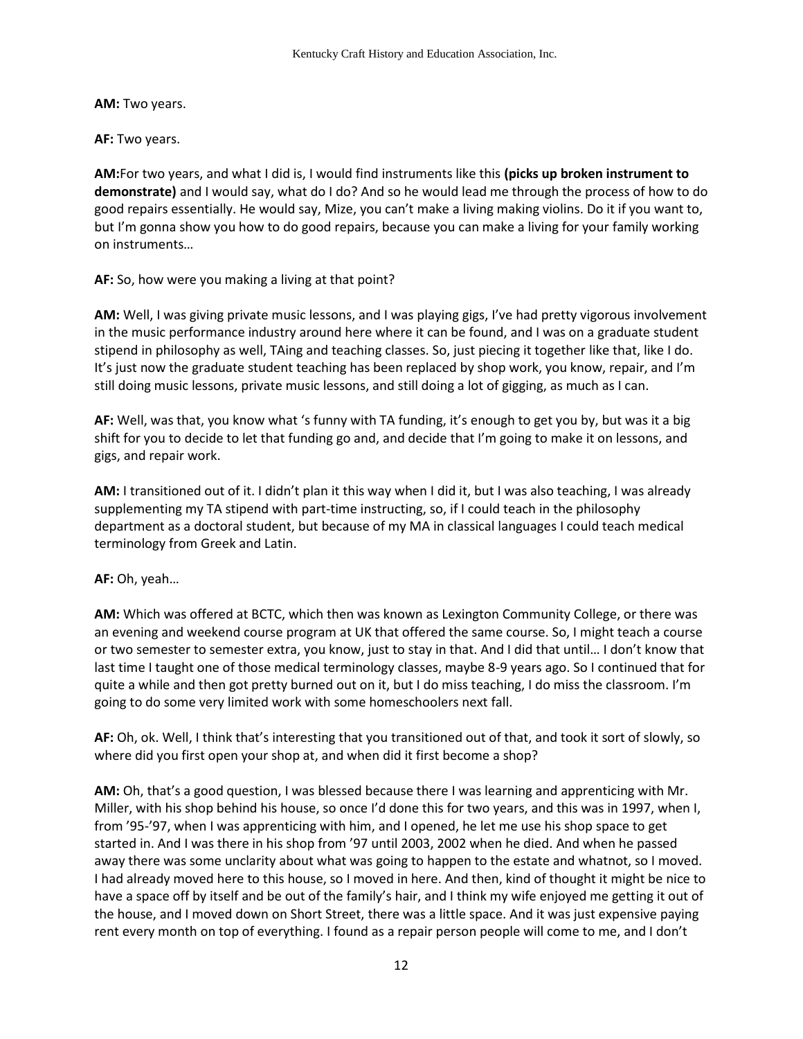**AM:** Two years.

**AF:** Two years.

**AM:**For two years, and what I did is, I would find instruments like this **(picks up broken instrument to demonstrate)** and I would say, what do I do? And so he would lead me through the process of how to do good repairs essentially. He would say, Mize, you can't make a living making violins. Do it if you want to, but I'm gonna show you how to do good repairs, because you can make a living for your family working on instruments…

**AF:** So, how were you making a living at that point?

**AM:** Well, I was giving private music lessons, and I was playing gigs, I've had pretty vigorous involvement in the music performance industry around here where it can be found, and I was on a graduate student stipend in philosophy as well, TAing and teaching classes. So, just piecing it together like that, like I do. It's just now the graduate student teaching has been replaced by shop work, you know, repair, and I'm still doing music lessons, private music lessons, and still doing a lot of gigging, as much as I can.

**AF:** Well, was that, you know what 's funny with TA funding, it's enough to get you by, but was it a big shift for you to decide to let that funding go and, and decide that I'm going to make it on lessons, and gigs, and repair work.

**AM:** I transitioned out of it. I didn't plan it this way when I did it, but I was also teaching, I was already supplementing my TA stipend with part-time instructing, so, if I could teach in the philosophy department as a doctoral student, but because of my MA in classical languages I could teach medical terminology from Greek and Latin.

**AF:** Oh, yeah…

**AM:** Which was offered at BCTC, which then was known as Lexington Community College, or there was an evening and weekend course program at UK that offered the same course. So, I might teach a course or two semester to semester extra, you know, just to stay in that. And I did that until… I don't know that last time I taught one of those medical terminology classes, maybe 8-9 years ago. So I continued that for quite a while and then got pretty burned out on it, but I do miss teaching, I do miss the classroom. I'm going to do some very limited work with some homeschoolers next fall.

**AF:** Oh, ok. Well, I think that's interesting that you transitioned out of that, and took it sort of slowly, so where did you first open your shop at, and when did it first become a shop?

**AM:** Oh, that's a good question, I was blessed because there I was learning and apprenticing with Mr. Miller, with his shop behind his house, so once I'd done this for two years, and this was in 1997, when I, from '95-'97, when I was apprenticing with him, and I opened, he let me use his shop space to get started in. And I was there in his shop from '97 until 2003, 2002 when he died. And when he passed away there was some unclarity about what was going to happen to the estate and whatnot, so I moved. I had already moved here to this house, so I moved in here. And then, kind of thought it might be nice to have a space off by itself and be out of the family's hair, and I think my wife enjoyed me getting it out of the house, and I moved down on Short Street, there was a little space. And it was just expensive paying rent every month on top of everything. I found as a repair person people will come to me, and I don't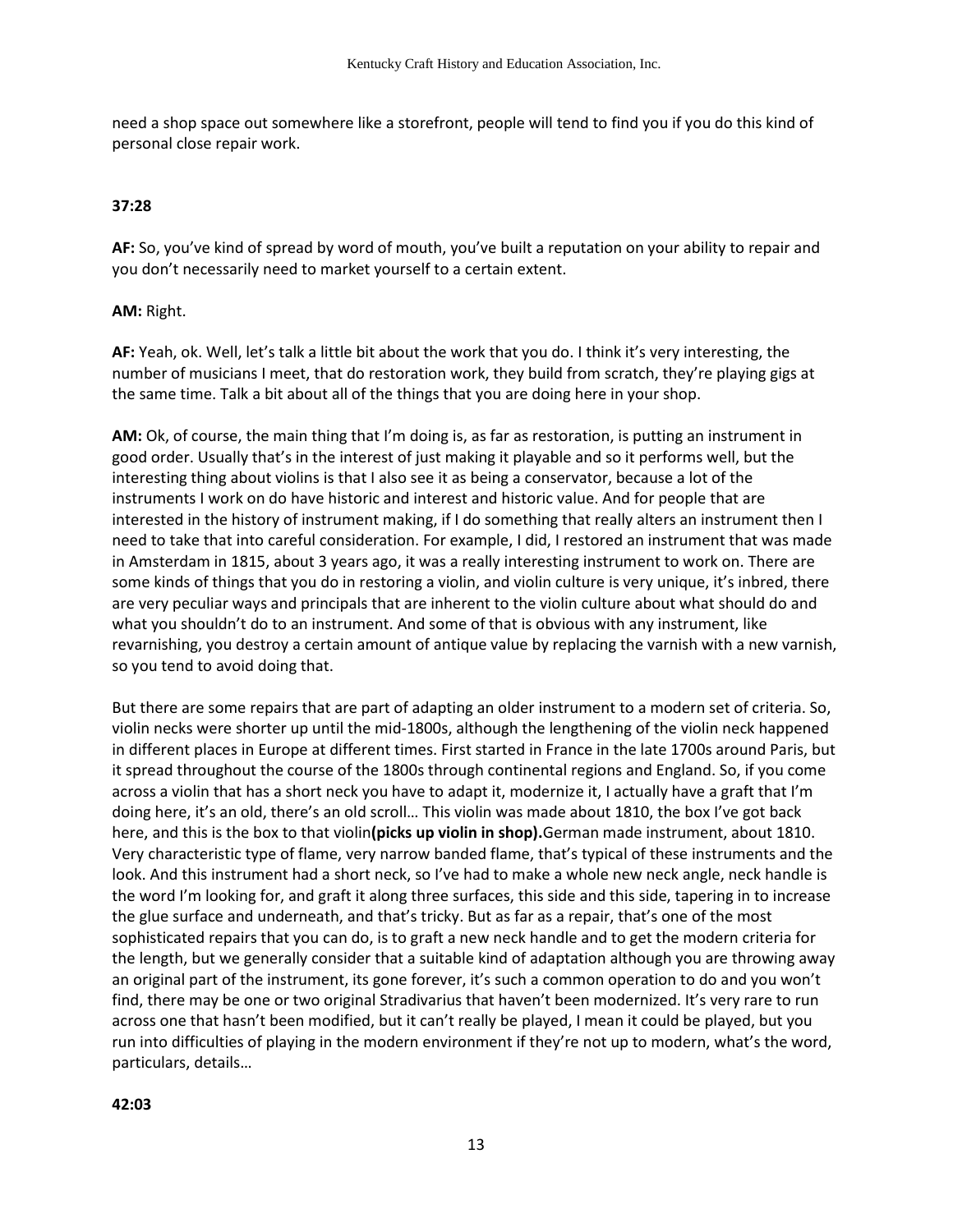need a shop space out somewhere like a storefront, people will tend to find you if you do this kind of personal close repair work.

**37:28**

**AF:** So, you've kind of spread by word of mouth, you've built a reputation on your ability to repair and you don't necessarily need to market yourself to a certain extent.

**AM:** Right.

**AF:** Yeah, ok. Well, let's talk a little bit about the work that you do. I think it's very interesting, the number of musicians I meet, that do restoration work, they build from scratch, they're playing gigs at the same time. Talk a bit about all of the things that you are doing here in your shop.

**AM:** Ok, of course, the main thing that I'm doing is, as far as restoration, is putting an instrument in good order. Usually that's in the interest of just making it playable and so it performs well, but the interesting thing about violins is that I also see it as being a conservator, because a lot of the instruments I work on do have historic and interest and historic value. And for people that are interested in the history of instrument making, if I do something that really alters an instrument then I need to take that into careful consideration. For example, I did, I restored an instrument that was made in Amsterdam in 1815, about 3 years ago, it was a really interesting instrument to work on. There are some kinds of things that you do in restoring a violin, and violin culture is very unique, it's inbred, there are very peculiar ways and principals that are inherent to the violin culture about what should do and what you shouldn't do to an instrument. And some of that is obvious with any instrument, like revarnishing, you destroy a certain amount of antique value by replacing the varnish with a new varnish, so you tend to avoid doing that.

But there are some repairs that are part of adapting an older instrument to a modern set of criteria. So, violin necks were shorter up until the mid-1800s, although the lengthening of the violin neck happened in different places in Europe at different times. First started in France in the late 1700s around Paris, but it spread throughout the course of the 1800s through continental regions and England. So, if you come across a violin that has a short neck you have to adapt it, modernize it, I actually have a graft that I'm doing here, it's an old, there's an old scroll… This violin was made about 1810, the box I've got back here, and this is the box to that violin**(picks up violin in shop).**German made instrument, about 1810. Very characteristic type of flame, very narrow banded flame, that's typical of these instruments and the look. And this instrument had a short neck, so I've had to make a whole new neck angle, neck handle is the word I'm looking for, and graft it along three surfaces, this side and this side, tapering in to increase the glue surface and underneath, and that's tricky. But as far as a repair, that's one of the most sophisticated repairs that you can do, is to graft a new neck handle and to get the modern criteria for the length, but we generally consider that a suitable kind of adaptation although you are throwing away an original part of the instrument, its gone forever, it's such a common operation to do and you won't find, there may be one or two original Stradivarius that haven't been modernized. It's very rare to run across one that hasn't been modified, but it can't really be played, I mean it could be played, but you run into difficulties of playing in the modern environment if they're not up to modern, what's the word, particulars, details…

**42:03**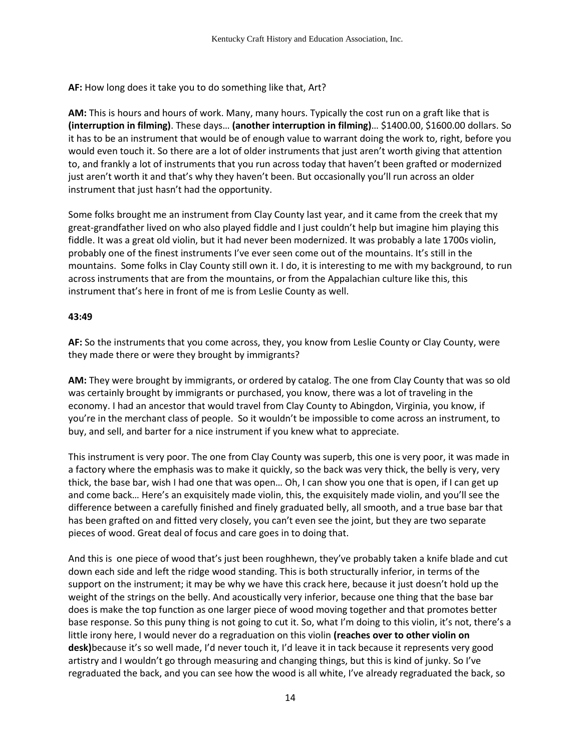**AF:** How long does it take you to do something like that, Art?

**AM:** This is hours and hours of work. Many, many hours. Typically the cost run on a graft like that is **(interruption in filming)**. These days… **(another interruption in filming)**… $1400.00, $1600.00 dollars. So it has to be an instrument that would be of enough value to warrant doing the work to, right, before you would even touch it. So there are a lot of older instruments that just aren't worth giving that attention to, and frankly a lot of instruments that you run across today that haven't been grafted or modernized just aren't worth it and that's why they haven't been. But occasionally you'll run across an older instrument that just hasn't had the opportunity.

Some folks brought me an instrument from Clay County last year, and it came from the creek that my great-grandfather lived on who also played fiddle and I just couldn't help but imagine him playing this fiddle. It was a great old violin, but it had never been modernized. It was probably a late 1700s violin, probably one of the finest instruments I've ever seen come out of the mountains. It's still in the mountains. Some folks in Clay County still own it. I do, it is interesting to me with my background, to run across instruments that are from the mountains, or from the Appalachian culture like this, this instrument that's here in front of me is from Leslie County as well.

**43:49**

**AF:** So the instruments that you come across, they, you know from Leslie County or Clay County, were they made there or were they brought by immigrants?

**AM:** They were brought by immigrants, or ordered by catalog. The one from Clay County that was so old was certainly brought by immigrants or purchased, you know, there was a lot of traveling in the economy. I had an ancestor that would travel from Clay County to Abingdon, Virginia, you know, if you're in the merchant class of people. So it wouldn't be impossible to come across an instrument, to buy, and sell, and barter for a nice instrument if you knew what to appreciate.

This instrument is very poor. The one from Clay County was superb, this one is very poor, it was made in a factory where the emphasis was to make it quickly, so the back was very thick, the belly is very, very thick, the base bar, wish I had one that was open… Oh, I can show you one that is open, if I can get up and come back… Here's an exquisitely made violin, this, the exquisitely made violin, and you'll see the difference between a carefully finished and finely graduated belly, all smooth, and a true base bar that has been grafted on and fitted very closely, you can't even see the joint, but they are two separate pieces of wood. Great deal of focus and care goes in to doing that.

And this is one piece of wood that's just been roughhewn, they've probably taken a knife blade and cut down each side and left the ridge wood standing. This is both structurally inferior, in terms of the support on the instrument; it may be why we have this crack here, because it just doesn't hold up the weight of the strings on the belly. And acoustically very inferior, because one thing that the base bar does is make the top function as one larger piece of wood moving together and that promotes better base response. So this puny thing is not going to cut it. So, what I'm doing to this violin, it's not, there's a little irony here, I would never do a regraduation on this violin **(reaches over to other violin on desk)**because it's so well made, I'd never touch it, I'd leave it in tack because it represents very good artistry and I wouldn't go through measuring and changing things, but this is kind of junky. So I've regraduated the back, and you can see how the wood is all white, I've already regraduated the back, so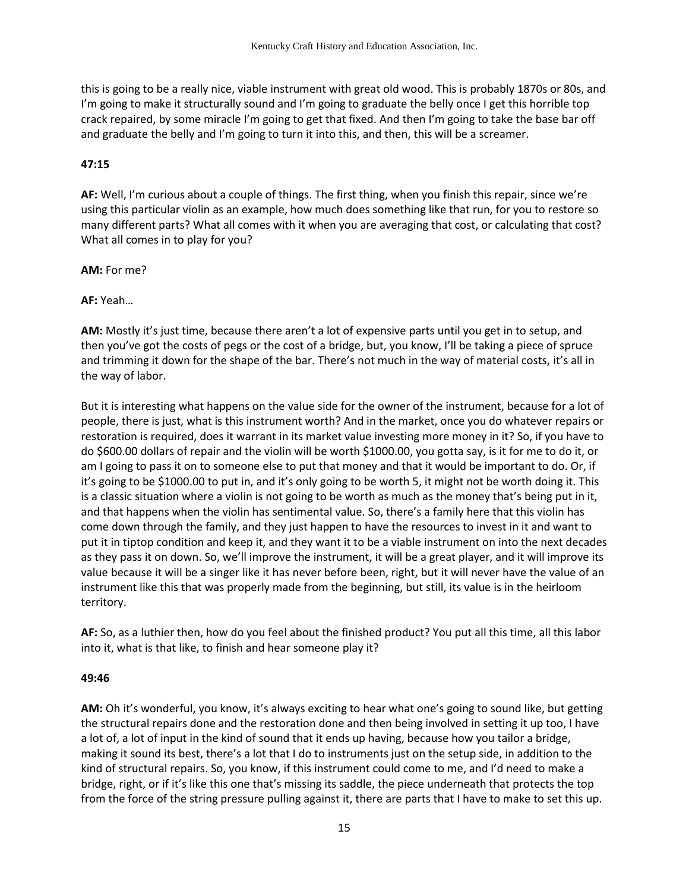this is going to be a really nice, viable instrument with great old wood. This is probably 1870s or 80s, and I'm going to make it structurally sound and I'm going to graduate the belly once I get this horrible top crack repaired, by some miracle I'm going to get that fixed. And then I'm going to take the base bar off and graduate the belly and I'm going to turn it into this, and then, this will be a screamer.

**47:15**

**AF:** Well, I'm curious about a couple of things. The first thing, when you finish this repair, since we're using this particular violin as an example, how much does something like that run, for you to restore so many different parts? What all comes with it when you are averaging that cost, or calculating that cost? What all comes in to play for you?

**AM:** For me?

**AF:** Yeah…

**AM:** Mostly it's just time, because there aren't a lot of expensive parts until you get in to setup, and then you've got the costs of pegs or the cost of a bridge, but, you know, I'll be taking a piece of spruce and trimming it down for the shape of the bar. There's not much in the way of material costs, it's all in the way of labor.

But it is interesting what happens on the value side for the owner of the instrument, because for a lot of people, there is just, what is this instrument worth? And in the market, once you do whatever repairs or restoration is required, does it warrant in its market value investing more money in it? So, if you have to do $600.00 dollars of repair and the violin will be worth $1000.00, you gotta say, is it for me to do it, or am I going to pass it on to someone else to put that money and that it would be important to do. Or, if it's going to be $1000.00 to put in, and it's only going to be worth 5, it might not be worth doing it. This is a classic situation where a violin is not going to be worth as much as the money that's being put in it, and that happens when the violin has sentimental value. So, there's a family here that this violin has come down through the family, and they just happen to have the resources to invest in it and want to put it in tiptop condition and keep it, and they want it to be a viable instrument on into the next decades as they pass it on down. So, we'll improve the instrument, it will be a great player, and it will improve its value because it will be a singer like it has never before been, right, but it will never have the value of an instrument like this that was properly made from the beginning, but still, its value is in the heirloom territory.

**AF:** So, as a luthier then, how do you feel about the finished product? You put all this time, all this labor into it, what is that like, to finish and hear someone play it?

**49:46**

**AM:** Oh it's wonderful, you know, it's always exciting to hear what one's going to sound like, but getting the structural repairs done and the restoration done and then being involved in setting it up too, I have a lot of, a lot of input in the kind of sound that it ends up having, because how you tailor a bridge, making it sound its best, there's a lot that I do to instruments just on the setup side, in addition to the kind of structural repairs. So, you know, if this instrument could come to me, and I'd need to make a bridge, right, or if it's like this one that's missing its saddle, the piece underneath that protects the top from the force of the string pressure pulling against it, there are parts that I have to make to set this up.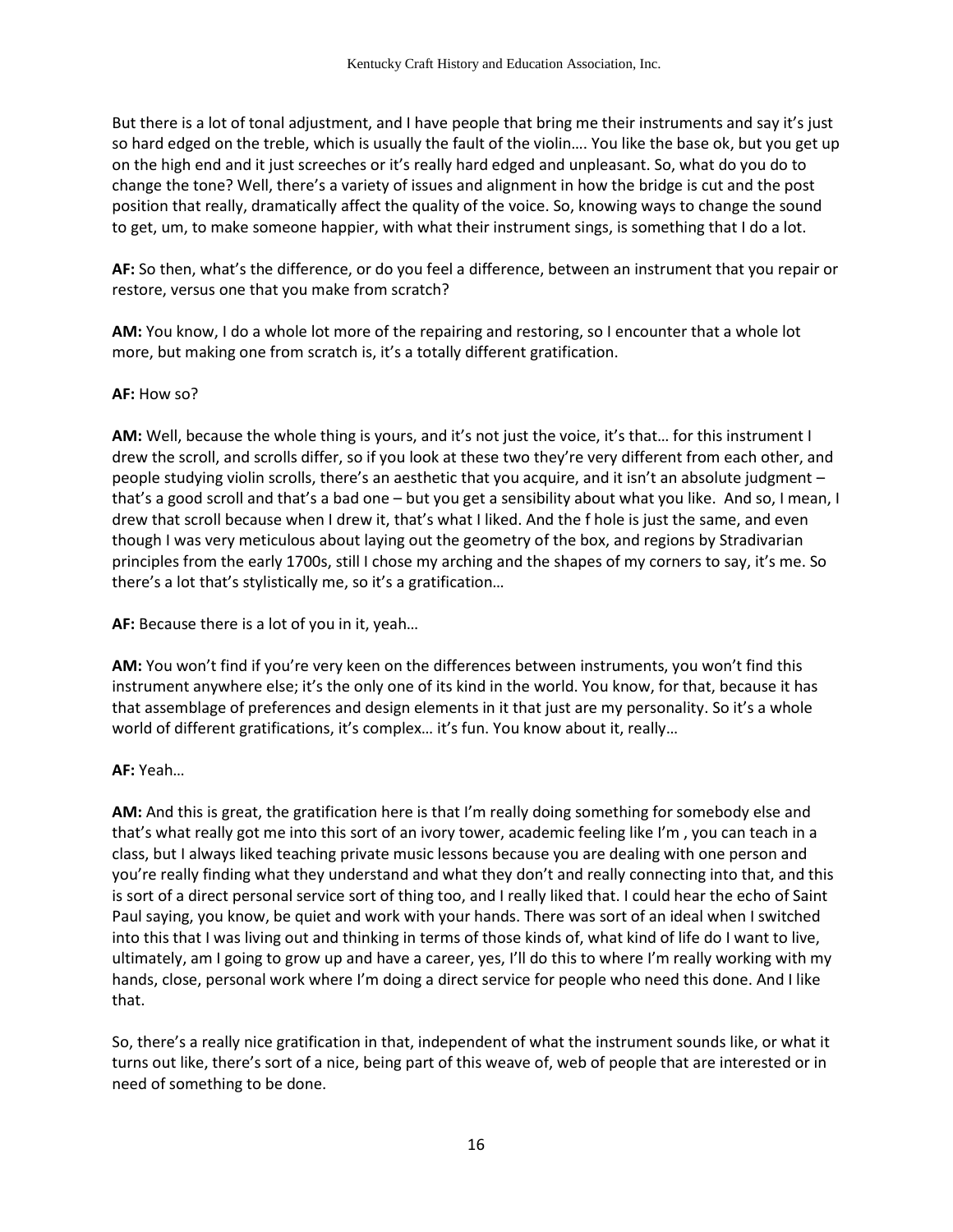But there is a lot of tonal adjustment, and I have people that bring me their instruments and say it's just so hard edged on the treble, which is usually the fault of the violin…. You like the base ok, but you get up on the high end and it just screeches or it's really hard edged and unpleasant. So, what do you do to change the tone? Well, there's a variety of issues and alignment in how the bridge is cut and the post position that really, dramatically affect the quality of the voice. So, knowing ways to change the sound to get, um, to make someone happier, with what their instrument sings, is something that I do a lot.

**AF:** So then, what's the difference, or do you feel a difference, between an instrument that you repair or restore, versus one that you make from scratch?

**AM:** You know, I do a whole lot more of the repairing and restoring, so I encounter that a whole lot more, but making one from scratch is, it's a totally different gratification.

**AF:** How so?

**AM:** Well, because the whole thing is yours, and it's not just the voice, it's that… for this instrument I drew the scroll, and scrolls differ, so if you look at these two they're very different from each other, and people studying violin scrolls, there's an aesthetic that you acquire, and it isn't an absolute judgment – that's a good scroll and that's a bad one – but you get a sensibility about what you like. And so, I mean, I drew that scroll because when I drew it, that's what I liked. And the f hole is just the same, and even though I was very meticulous about laying out the geometry of the box, and regions by Stradivarian principles from the early 1700s, still I chose my arching and the shapes of my corners to say, it's me. So there's a lot that's stylistically me, so it's a gratification…

**AF:** Because there is a lot of you in it, yeah…

**AM:** You won't find if you're very keen on the differences between instruments, you won't find this instrument anywhere else; it's the only one of its kind in the world. You know, for that, because it has that assemblage of preferences and design elements in it that just are my personality. So it's a whole world of different gratifications, it's complex… it's fun. You know about it, really…

**AF:** Yeah…

**AM:** And this is great, the gratification here is that I'm really doing something for somebody else and that's what really got me into this sort of an ivory tower, academic feeling like I'm , you can teach in a class, but I always liked teaching private music lessons because you are dealing with one person and you're really finding what they understand and what they don't and really connecting into that, and this is sort of a direct personal service sort of thing too, and I really liked that. I could hear the echo of Saint Paul saying, you know, be quiet and work with your hands. There was sort of an ideal when I switched into this that I was living out and thinking in terms of those kinds of, what kind of life do I want to live, ultimately, am I going to grow up and have a career, yes, I'll do this to where I'm really working with my hands, close, personal work where I'm doing a direct service for people who need this done. And I like that.

So, there's a really nice gratification in that, independent of what the instrument sounds like, or what it turns out like, there's sort of a nice, being part of this weave of, web of people that are interested or in need of something to be done.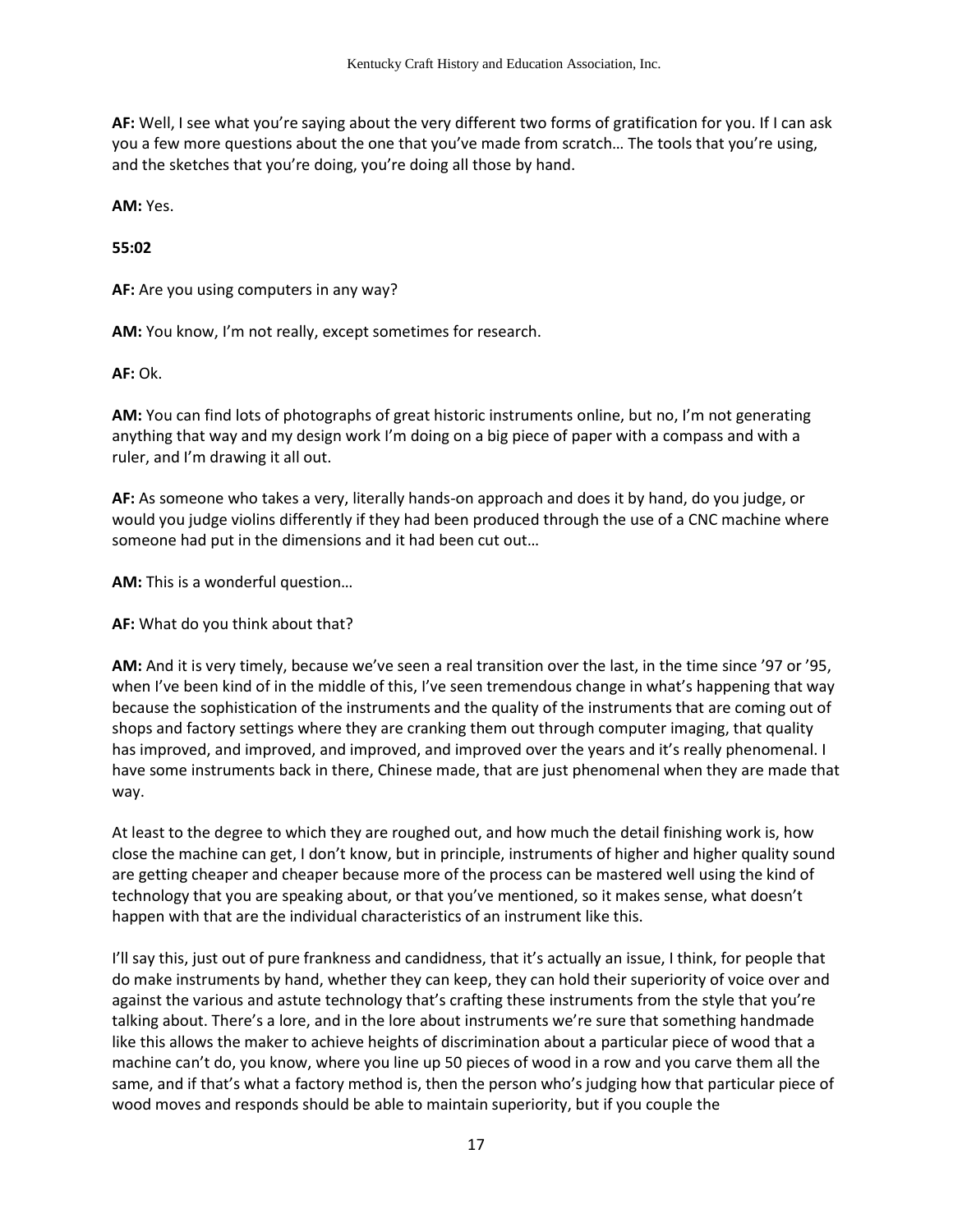**AF:** Well, I see what you're saying about the very different two forms of gratification for you. If I can ask you a few more questions about the one that you've made from scratch… The tools that you're using, and the sketches that you're doing, you're doing all those by hand.

**AM:** Yes.

**55:02**

**AF:** Are you using computers in any way?

**AM:** You know, I'm not really, except sometimes for research.

**AF:** Ok.

**AM:** You can find lots of photographs of great historic instruments online, but no, I'm not generating anything that way and my design work I'm doing on a big piece of paper with a compass and with a ruler, and I'm drawing it all out.

**AF:** As someone who takes a very, literally hands-on approach and does it by hand, do you judge, or would you judge violins differently if they had been produced through the use of a CNC machine where someone had put in the dimensions and it had been cut out…

**AM:** This is a wonderful question…

**AF:** What do you think about that?

**AM:** And it is very timely, because we've seen a real transition over the last, in the time since '97 or '95, when I've been kind of in the middle of this, I've seen tremendous change in what's happening that way because the sophistication of the instruments and the quality of the instruments that are coming out of shops and factory settings where they are cranking them out through computer imaging, that quality has improved, and improved, and improved, and improved over the years and it's really phenomenal. I have some instruments back in there, Chinese made, that are just phenomenal when they are made that way.

At least to the degree to which they are roughed out, and how much the detail finishing work is, how close the machine can get, I don't know, but in principle, instruments of higher and higher quality sound are getting cheaper and cheaper because more of the process can be mastered well using the kind of technology that you are speaking about, or that you've mentioned, so it makes sense, what doesn't happen with that are the individual characteristics of an instrument like this.

I'll say this, just out of pure frankness and candidness, that it's actually an issue, I think, for people that do make instruments by hand, whether they can keep, they can hold their superiority of voice over and against the various and astute technology that's crafting these instruments from the style that you're talking about. There's a lore, and in the lore about instruments we're sure that something handmade like this allows the maker to achieve heights of discrimination about a particular piece of wood that a machine can't do, you know, where you line up 50 pieces of wood in a row and you carve them all the same, and if that's what a factory method is, then the person who's judging how that particular piece of wood moves and responds should be able to maintain superiority, but if you couple the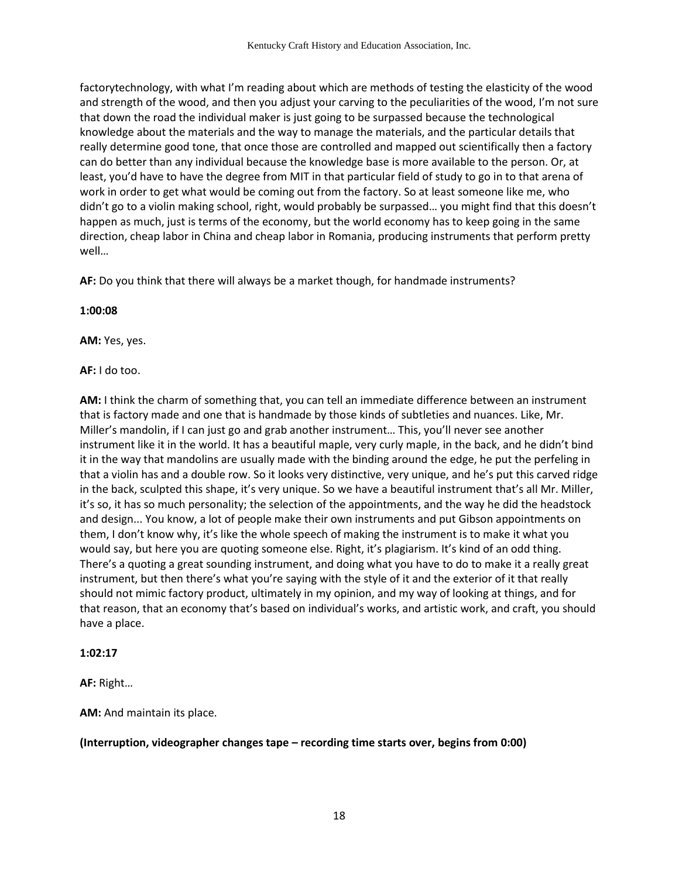factorytechnology, with what I'm reading about which are methods of testing the elasticity of the wood and strength of the wood, and then you adjust your carving to the peculiarities of the wood, I'm not sure that down the road the individual maker is just going to be surpassed because the technological knowledge about the materials and the way to manage the materials, and the particular details that really determine good tone, that once those are controlled and mapped out scientifically then a factory can do better than any individual because the knowledge base is more available to the person. Or, at least, you'd have to have the degree from MIT in that particular field of study to go in to that arena of work in order to get what would be coming out from the factory. So at least someone like me, who didn't go to a violin making school, right, would probably be surpassed… you might find that this doesn't happen as much, just is terms of the economy, but the world economy has to keep going in the same direction, cheap labor in China and cheap labor in Romania, producing instruments that perform pretty well…

**AF:** Do you think that there will always be a market though, for handmade instruments?

**1:00:08**

**AM:** Yes, yes.

**AF:** I do too.

**AM:** I think the charm of something that, you can tell an immediate difference between an instrument that is factory made and one that is handmade by those kinds of subtleties and nuances. Like, Mr. Miller's mandolin, if I can just go and grab another instrument… This, you'll never see another instrument like it in the world. It has a beautiful maple, very curly maple, in the back, and he didn't bind it in the way that mandolins are usually made with the binding around the edge, he put the perfeling in that a violin has and a double row. So it looks very distinctive, very unique, and he's put this carved ridge in the back, sculpted this shape, it's very unique. So we have a beautiful instrument that's all Mr. Miller, it's so, it has so much personality; the selection of the appointments, and the way he did the headstock and design... You know, a lot of people make their own instruments and put Gibson appointments on them, I don't know why, it's like the whole speech of making the instrument is to make it what you would say, but here you are quoting someone else. Right, it's plagiarism. It's kind of an odd thing. There's a quoting a great sounding instrument, and doing what you have to do to make it a really great instrument, but then there's what you're saying with the style of it and the exterior of it that really should not mimic factory product, ultimately in my opinion, and my way of looking at things, and for that reason, that an economy that's based on individual's works, and artistic work, and craft, you should have a place.

**1:02:17**

**AF:** Right…

**AM:** And maintain its place.

**(Interruption, videographer changes tape – recording time starts over, begins from 0:00)**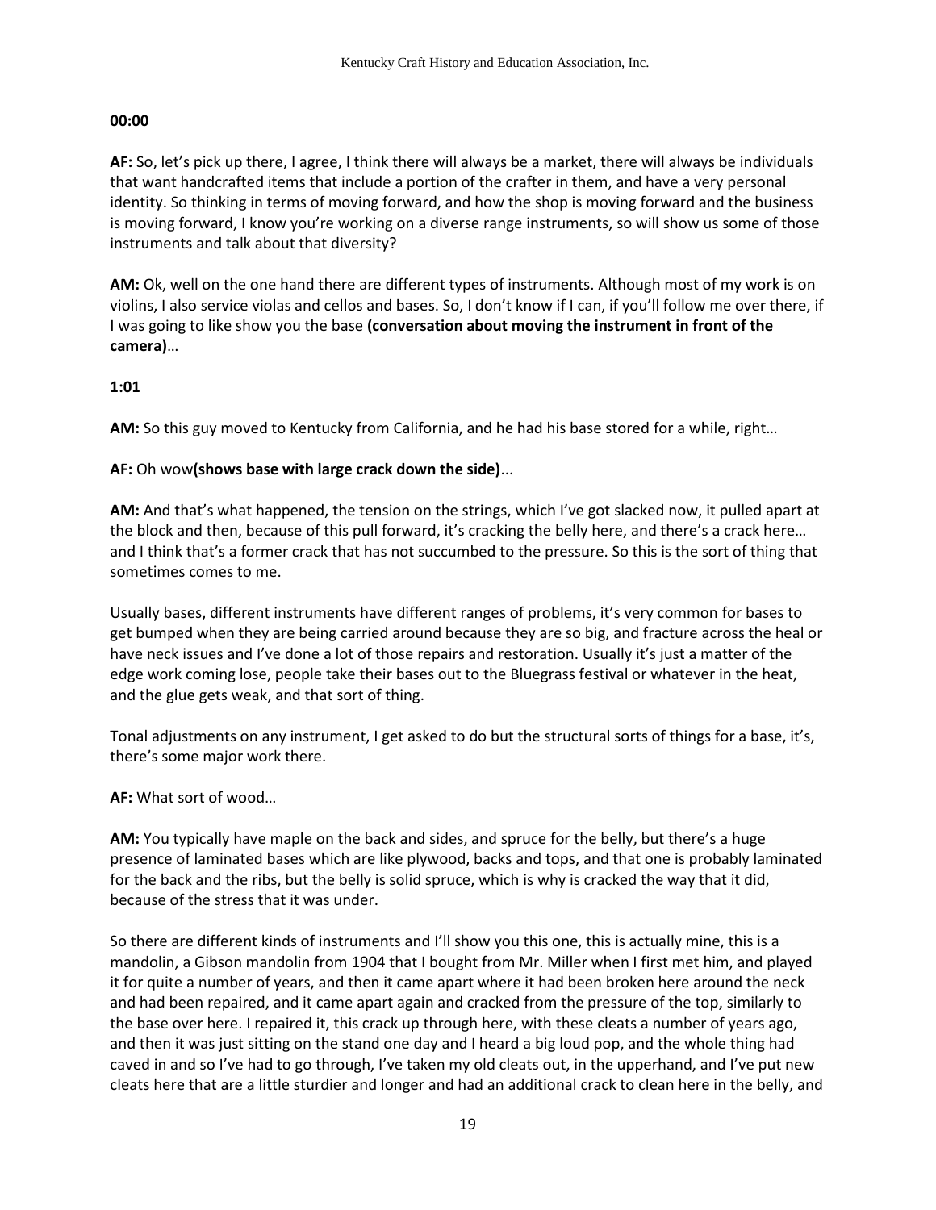**00:00**

**AF:** So, let's pick up there, I agree, I think there will always be a market, there will always be individuals that want handcrafted items that include a portion of the crafter in them, and have a very personal identity. So thinking in terms of moving forward, and how the shop is moving forward and the business is moving forward, I know you're working on a diverse range instruments, so will show us some of those instruments and talk about that diversity?

**AM:** Ok, well on the one hand there are different types of instruments. Although most of my work is on violins, I also service violas and cellos and bases. So, I don't know if I can, if you'll follow me over there, if I was going to like show you the base **(conversation about moving the instrument in front of the camera)**…

**1:01**

**AM:** So this guy moved to Kentucky from California, and he had his base stored for a while, right…

**AF:** Oh wow**(shows base with large crack down the side)**...

**AM:** And that's what happened, the tension on the strings, which I've got slacked now, it pulled apart at the block and then, because of this pull forward, it's cracking the belly here, and there's a crack here… and I think that's a former crack that has not succumbed to the pressure. So this is the sort of thing that sometimes comes to me.

Usually bases, different instruments have different ranges of problems, it's very common for bases to get bumped when they are being carried around because they are so big, and fracture across the heal or have neck issues and I've done a lot of those repairs and restoration. Usually it's just a matter of the edge work coming lose, people take their bases out to the Bluegrass festival or whatever in the heat, and the glue gets weak, and that sort of thing.

Tonal adjustments on any instrument, I get asked to do but the structural sorts of things for a base, it's, there's some major work there.

**AF:** What sort of wood…

**AM:** You typically have maple on the back and sides, and spruce for the belly, but there's a huge presence of laminated bases which are like plywood, backs and tops, and that one is probably laminated for the back and the ribs, but the belly is solid spruce, which is why is cracked the way that it did, because of the stress that it was under.

So there are different kinds of instruments and I'll show you this one, this is actually mine, this is a mandolin, a Gibson mandolin from 1904 that I bought from Mr. Miller when I first met him, and played it for quite a number of years, and then it came apart where it had been broken here around the neck and had been repaired, and it came apart again and cracked from the pressure of the top, similarly to the base over here. I repaired it, this crack up through here, with these cleats a number of years ago, and then it was just sitting on the stand one day and I heard a big loud pop, and the whole thing had caved in and so I've had to go through, I've taken my old cleats out, in the upperhand, and I've put new cleats here that are a little sturdier and longer and had an additional crack to clean here in the belly, and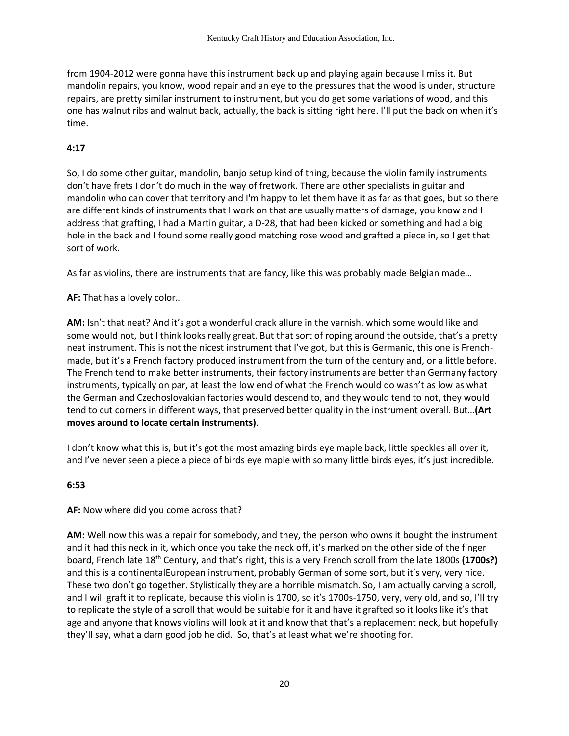from 1904-2012 were gonna have this instrument back up and playing again because I miss it. But mandolin repairs, you know, wood repair and an eye to the pressures that the wood is under, structure repairs, are pretty similar instrument to instrument, but you do get some variations of wood, and this one has walnut ribs and walnut back, actually, the back is sitting right here. I'll put the back on when it's time.

**4:17**

So, I do some other guitar, mandolin, banjo setup kind of thing, because the violin family instruments don't have frets I don't do much in the way of fretwork. There are other specialists in guitar and mandolin who can cover that territory and I'm happy to let them have it as far as that goes, but so there are different kinds of instruments that I work on that are usually matters of damage, you know and I address that grafting, I had a Martin guitar, a D-28, that had been kicked or something and had a big hole in the back and I found some really good matching rose wood and grafted a piece in, so I get that sort of work.

As far as violins, there are instruments that are fancy, like this was probably made Belgian made…

**AF:** That has a lovely color…

**AM:** Isn't that neat? And it's got a wonderful crack allure in the varnish, which some would like and some would not, but I think looks really great. But that sort of roping around the outside, that's a pretty neat instrument. This is not the nicest instrument that I've got, but this is Germanic, this one is French-made, but it's a French factory produced instrument from the turn of the century and, or a little before. The French tend to make better instruments, their factory instruments are better than Germany factory instruments, typically on par, at least the low end of what the French would do wasn't as low as what the German and Czechoslovakian factories would descend to, and they would tend to not, they would tend to cut corners in different ways, that preserved better quality in the instrument overall. But…**(Art moves around to locate certain instruments)**.

I don't know what this is, but it's got the most amazing birds eye maple back, little speckles all over it, and I've never seen a piece a piece of birds eye maple with so many little birds eyes, it's just incredible.

**6:53**

**AF:** Now where did you come across that?

**AM:** Well now this was a repair for somebody, and they, the person who owns it bought the instrument and it had this neck in it, which once you take the neck off, it's marked on the other side of the finger board, French late 18th Century, and that's right, this is a very French scroll from the late 1800s **(1700s?)** and this is a continentalEuropean instrument, probably German of some sort, but it's very, very nice. These two don't go together. Stylistically they are a horrible mismatch. So, I am actually carving a scroll, and I will graft it to replicate, because this violin is 1700, so it's 1700s-1750, very, very old, and so, I'll try to replicate the style of a scroll that would be suitable for it and have it grafted so it looks like it's that age and anyone that knows violins will look at it and know that that's a replacement neck, but hopefully they'll say, what a darn good job he did. So, that's at least what we're shooting for.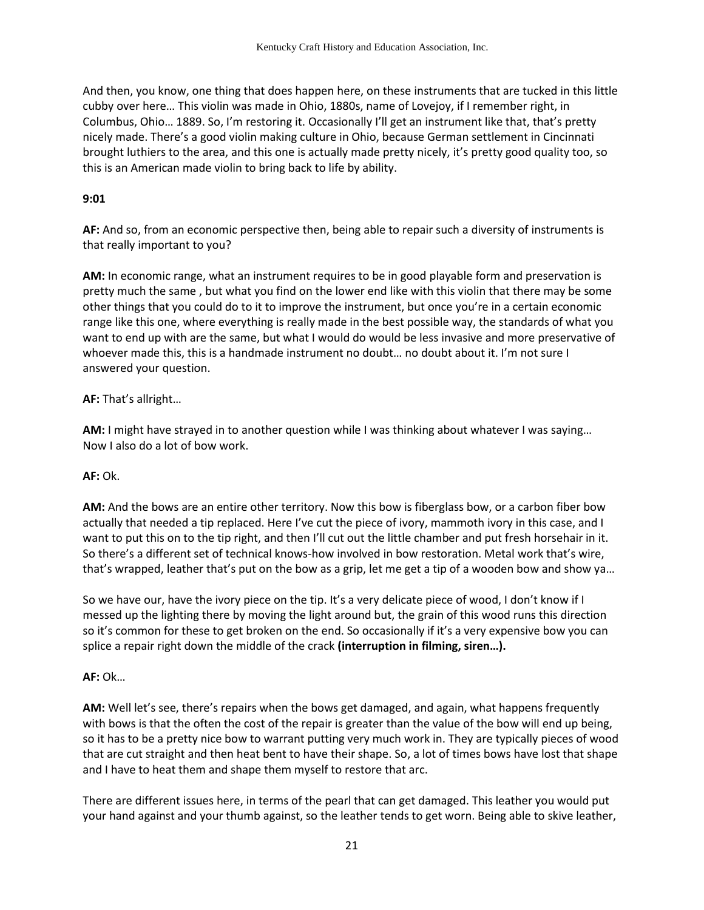And then, you know, one thing that does happen here, on these instruments that are tucked in this little cubby over here… This violin was made in Ohio, 1880s, name of Lovejoy, if I remember right, in Columbus, Ohio… 1889. So, I'm restoring it. Occasionally I'll get an instrument like that, that's pretty nicely made. There's a good violin making culture in Ohio, because German settlement in Cincinnati brought luthiers to the area, and this one is actually made pretty nicely, it's pretty good quality too, so this is an American made violin to bring back to life by ability.

**9:01**

**AF:** And so, from an economic perspective then, being able to repair such a diversity of instruments is that really important to you?

**AM:** In economic range, what an instrument requires to be in good playable form and preservation is pretty much the same , but what you find on the lower end like with this violin that there may be some other things that you could do to it to improve the instrument, but once you're in a certain economic range like this one, where everything is really made in the best possible way, the standards of what you want to end up with are the same, but what I would do would be less invasive and more preservative of whoever made this, this is a handmade instrument no doubt… no doubt about it. I'm not sure I answered your question.

**AF:** That's allright…

**AM:** I might have strayed in to another question while I was thinking about whatever I was saying… Now I also do a lot of bow work.

**AF:** Ok.

**AM:** And the bows are an entire other territory. Now this bow is fiberglass bow, or a carbon fiber bow actually that needed a tip replaced. Here I've cut the piece of ivory, mammoth ivory in this case, and I want to put this on to the tip right, and then I'll cut out the little chamber and put fresh horsehair in it. So there's a different set of technical knows-how involved in bow restoration. Metal work that's wire, that's wrapped, leather that's put on the bow as a grip, let me get a tip of a wooden bow and show ya…

So we have our, have the ivory piece on the tip. It's a very delicate piece of wood, I don't know if I messed up the lighting there by moving the light around but, the grain of this wood runs this direction so it's common for these to get broken on the end. So occasionally if it's a very expensive bow you can splice a repair right down the middle of the crack **(interruption in filming, siren…).**

**AF:** Ok…

**AM:** Well let's see, there's repairs when the bows get damaged, and again, what happens frequently with bows is that the often the cost of the repair is greater than the value of the bow will end up being, so it has to be a pretty nice bow to warrant putting very much work in. They are typically pieces of wood that are cut straight and then heat bent to have their shape. So, a lot of times bows have lost that shape and I have to heat them and shape them myself to restore that arc.

There are different issues here, in terms of the pearl that can get damaged. This leather you would put your hand against and your thumb against, so the leather tends to get worn. Being able to skive leather,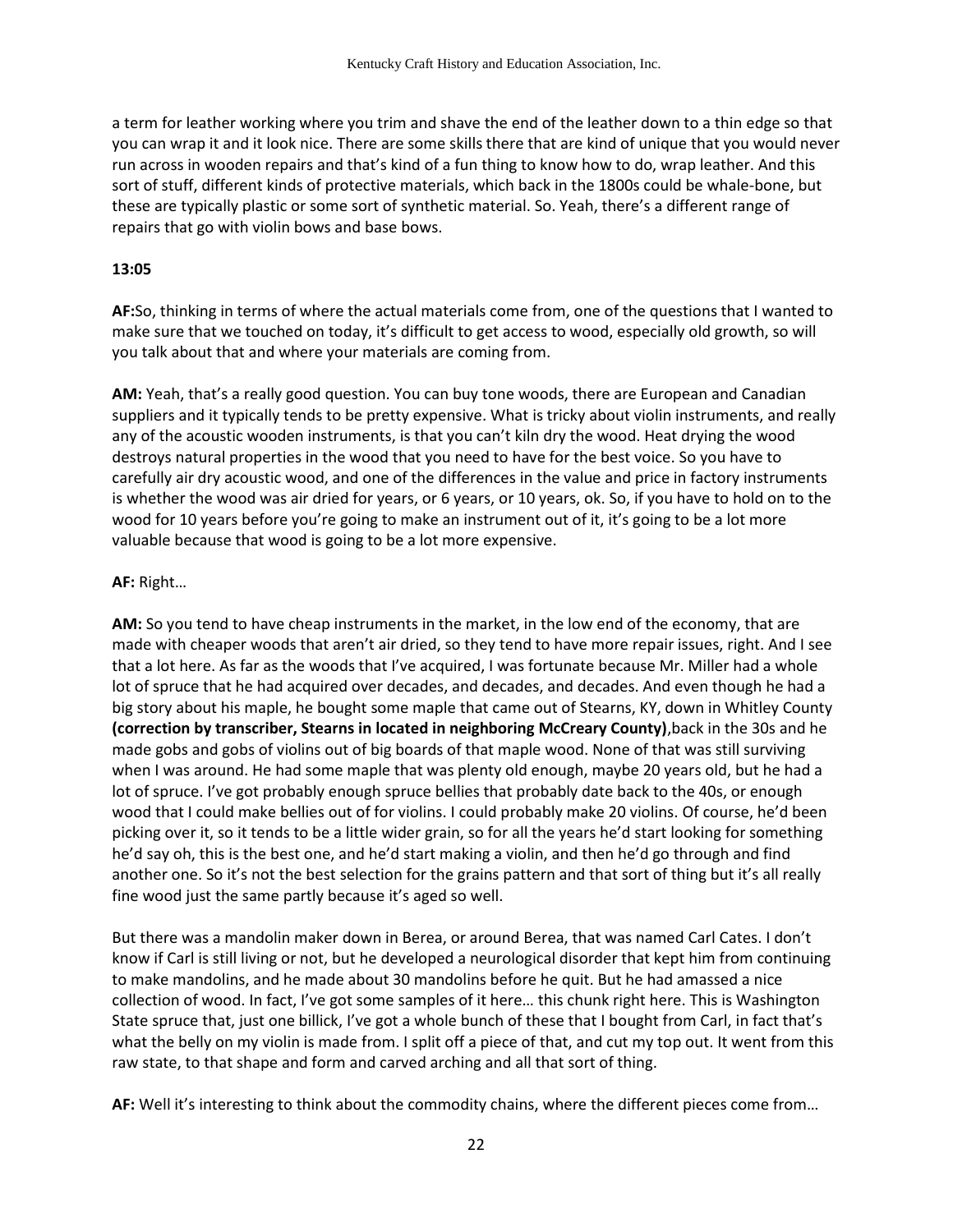a term for leather working where you trim and shave the end of the leather down to a thin edge so that you can wrap it and it look nice. There are some skills there that are kind of unique that you would never run across in wooden repairs and that's kind of a fun thing to know how to do, wrap leather. And this sort of stuff, different kinds of protective materials, which back in the 1800s could be whale-bone, but these are typically plastic or some sort of synthetic material. So. Yeah, there's a different range of repairs that go with violin bows and base bows.

**13:05**

**AF:**So, thinking in terms of where the actual materials come from, one of the questions that I wanted to make sure that we touched on today, it's difficult to get access to wood, especially old growth, so will you talk about that and where your materials are coming from.

**AM:** Yeah, that's a really good question. You can buy tone woods, there are European and Canadian suppliers and it typically tends to be pretty expensive. What is tricky about violin instruments, and really any of the acoustic wooden instruments, is that you can't kiln dry the wood. Heat drying the wood destroys natural properties in the wood that you need to have for the best voice. So you have to carefully air dry acoustic wood, and one of the differences in the value and price in factory instruments is whether the wood was air dried for years, or 6 years, or 10 years, ok. So, if you have to hold on to the wood for 10 years before you're going to make an instrument out of it, it's going to be a lot more valuable because that wood is going to be a lot more expensive.

**AF:** Right…

**AM:** So you tend to have cheap instruments in the market, in the low end of the economy, that are made with cheaper woods that aren't air dried, so they tend to have more repair issues, right. And I see that a lot here. As far as the woods that I've acquired, I was fortunate because Mr. Miller had a whole lot of spruce that he had acquired over decades, and decades, and decades. And even though he had a big story about his maple, he bought some maple that came out of Stearns, KY, down in Whitley County **(correction by transcriber, Stearns in located in neighboring McCreary County)**,back in the 30s and he made gobs and gobs of violins out of big boards of that maple wood. None of that was still surviving when I was around. He had some maple that was plenty old enough, maybe 20 years old, but he had a lot of spruce. I've got probably enough spruce bellies that probably date back to the 40s, or enough wood that I could make bellies out of for violins. I could probably make 20 violins. Of course, he'd been picking over it, so it tends to be a little wider grain, so for all the years he'd start looking for something he'd say oh, this is the best one, and he'd start making a violin, and then he'd go through and find another one. So it's not the best selection for the grains pattern and that sort of thing but it's all really fine wood just the same partly because it's aged so well.

But there was a mandolin maker down in Berea, or around Berea, that was named Carl Cates. I don't know if Carl is still living or not, but he developed a neurological disorder that kept him from continuing to make mandolins, and he made about 30 mandolins before he quit. But he had amassed a nice collection of wood. In fact, I've got some samples of it here… this chunk right here. This is Washington State spruce that, just one billick, I've got a whole bunch of these that I bought from Carl, in fact that's what the belly on my violin is made from. I split off a piece of that, and cut my top out. It went from this raw state, to that shape and form and carved arching and all that sort of thing.

**AF:** Well it's interesting to think about the commodity chains, where the different pieces come from…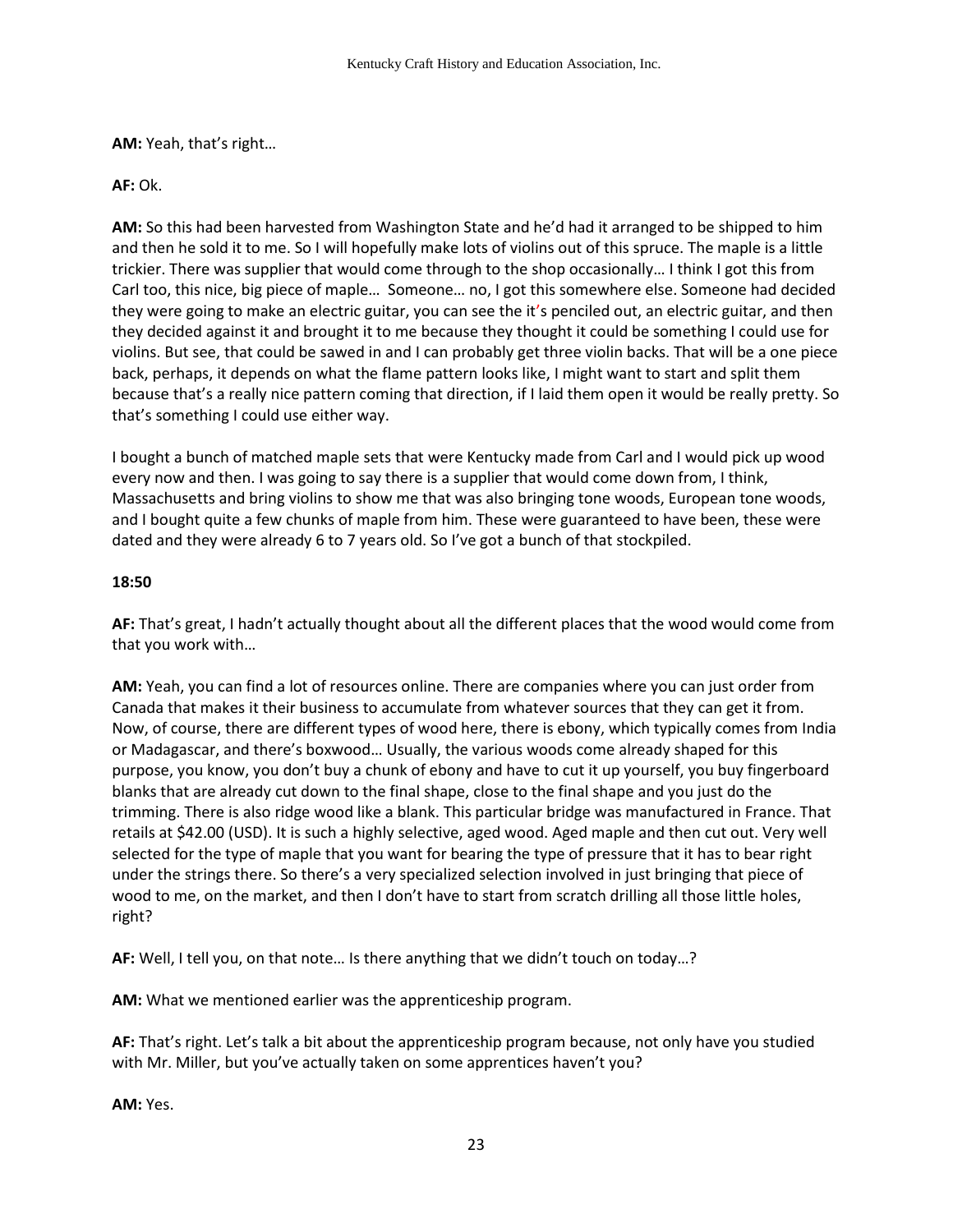**AM:** Yeah, that's right…

**AF:** Ok.

**AM:** So this had been harvested from Washington State and he'd had it arranged to be shipped to him and then he sold it to me. So I will hopefully make lots of violins out of this spruce. The maple is a little trickier. There was supplier that would come through to the shop occasionally… I think I got this from Carl too, this nice, big piece of maple… Someone… no, I got this somewhere else. Someone had decided they were going to make an electric guitar, you can see the it's penciled out, an electric guitar, and then they decided against it and brought it to me because they thought it could be something I could use for violins. But see, that could be sawed in and I can probably get three violin backs. That will be a one piece back, perhaps, it depends on what the flame pattern looks like, I might want to start and split them because that's a really nice pattern coming that direction, if I laid them open it would be really pretty. So that's something I could use either way.

I bought a bunch of matched maple sets that were Kentucky made from Carl and I would pick up wood every now and then. I was going to say there is a supplier that would come down from, I think, Massachusetts and bring violins to show me that was also bringing tone woods, European tone woods, and I bought quite a few chunks of maple from him. These were guaranteed to have been, these were dated and they were already 6 to 7 years old. So I've got a bunch of that stockpiled.

**18:50**

**AF:** That's great, I hadn't actually thought about all the different places that the wood would come from that you work with…

**AM:** Yeah, you can find a lot of resources online. There are companies where you can just order from Canada that makes it their business to accumulate from whatever sources that they can get it from. Now, of course, there are different types of wood here, there is ebony, which typically comes from India or Madagascar, and there's boxwood… Usually, the various woods come already shaped for this purpose, you know, you don't buy a chunk of ebony and have to cut it up yourself, you buy fingerboard blanks that are already cut down to the final shape, close to the final shape and you just do the trimming. There is also ridge wood like a blank. This particular bridge was manufactured in France. That retails at $42.00 (USD). It is such a highly selective, aged wood. Aged maple and then cut out. Very well selected for the type of maple that you want for bearing the type of pressure that it has to bear right under the strings there. So there's a very specialized selection involved in just bringing that piece of wood to me, on the market, and then I don't have to start from scratch drilling all those little holes, right?

**AF:** Well, I tell you, on that note… Is there anything that we didn't touch on today…?

**AM:** What we mentioned earlier was the apprenticeship program.

**AF:** That's right. Let's talk a bit about the apprenticeship program because, not only have you studied with Mr. Miller, but you've actually taken on some apprentices haven't you?

**AM:** Yes.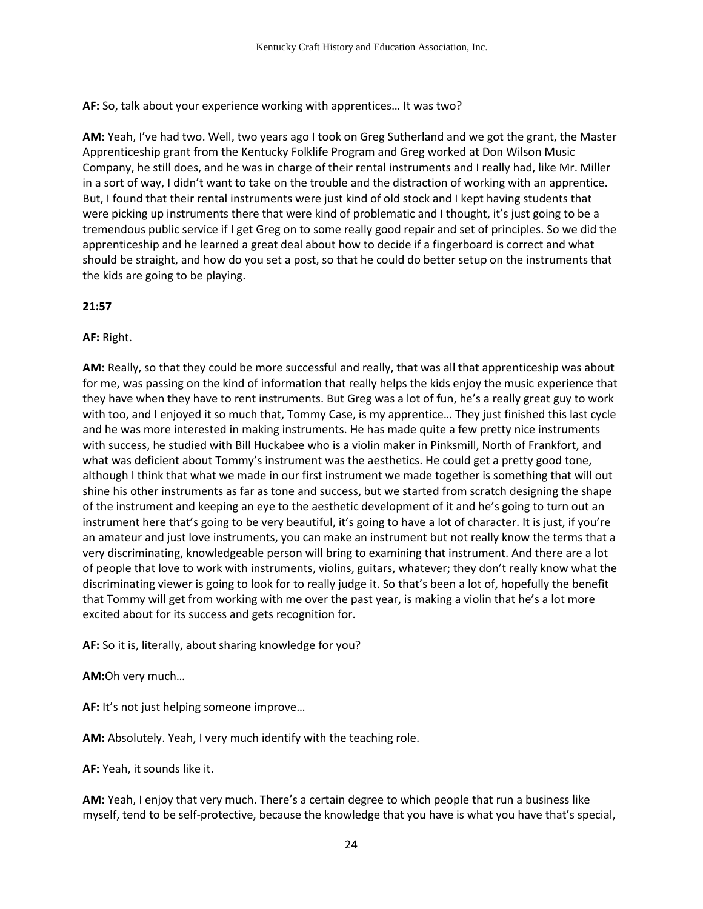**AF:** So, talk about your experience working with apprentices… It was two?

**AM:** Yeah, I've had two. Well, two years ago I took on Greg Sutherland and we got the grant, the Master Apprenticeship grant from the Kentucky Folklife Program and Greg worked at Don Wilson Music Company, he still does, and he was in charge of their rental instruments and I really had, like Mr. Miller in a sort of way, I didn't want to take on the trouble and the distraction of working with an apprentice. But, I found that their rental instruments were just kind of old stock and I kept having students that were picking up instruments there that were kind of problematic and I thought, it's just going to be a tremendous public service if I get Greg on to some really good repair and set of principles. So we did the apprenticeship and he learned a great deal about how to decide if a fingerboard is correct and what should be straight, and how do you set a post, so that he could do better setup on the instruments that the kids are going to be playing.

**21:57**

**AF:** Right.

**AM:** Really, so that they could be more successful and really, that was all that apprenticeship was about for me, was passing on the kind of information that really helps the kids enjoy the music experience that they have when they have to rent instruments. But Greg was a lot of fun, he's a really great guy to work with too, and I enjoyed it so much that, Tommy Case, is my apprentice… They just finished this last cycle and he was more interested in making instruments. He has made quite a few pretty nice instruments with success, he studied with Bill Huckabee who is a violin maker in Pinksmill, North of Frankfort, and what was deficient about Tommy's instrument was the aesthetics. He could get a pretty good tone, although I think that what we made in our first instrument we made together is something that will out shine his other instruments as far as tone and success, but we started from scratch designing the shape of the instrument and keeping an eye to the aesthetic development of it and he's going to turn out an instrument here that's going to be very beautiful, it's going to have a lot of character. It is just, if you're an amateur and just love instruments, you can make an instrument but not really know the terms that a very discriminating, knowledgeable person will bring to examining that instrument. And there are a lot of people that love to work with instruments, violins, guitars, whatever; they don't really know what the discriminating viewer is going to look for to really judge it. So that's been a lot of, hopefully the benefit that Tommy will get from working with me over the past year, is making a violin that he's a lot more excited about for its success and gets recognition for.

**AF:** So it is, literally, about sharing knowledge for you?

**AM:**Oh very much…

**AF:** It's not just helping someone improve…

**AM:** Absolutely. Yeah, I very much identify with the teaching role.

**AF:** Yeah, it sounds like it.

**AM:** Yeah, I enjoy that very much. There's a certain degree to which people that run a business like myself, tend to be self-protective, because the knowledge that you have is what you have that's special,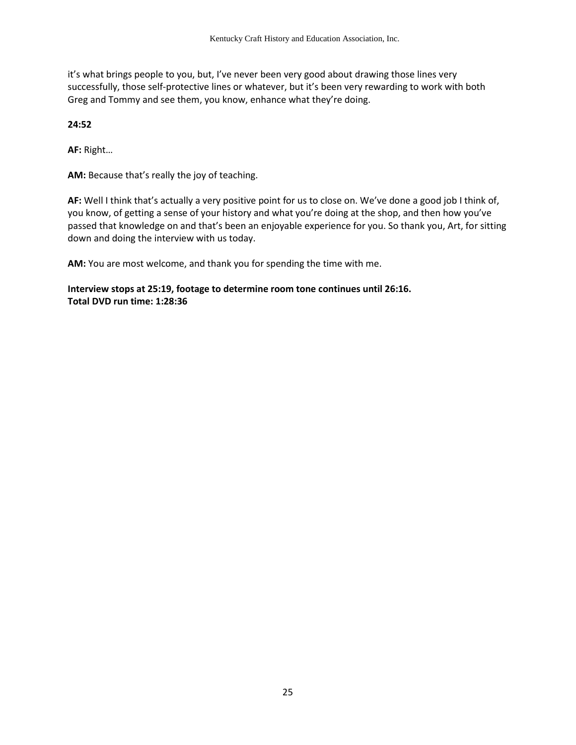it's what brings people to you, but, I've never been very good about drawing those lines very successfully, those self-protective lines or whatever, but it's been very rewarding to work with both Greg and Tommy and see them, you know, enhance what they're doing.

**24:52**

**AF:** Right…

**AM:** Because that's really the joy of teaching.

**AF:** Well I think that's actually a very positive point for us to close on. We've done a good job I think of, you know, of getting a sense of your history and what you're doing at the shop, and then how you've passed that knowledge on and that's been an enjoyable experience for you. So thank you, Art, for sitting down and doing the interview with us today.

**AM:** You are most welcome, and thank you for spending the time with me.

**Interview stops at 25:19, footage to determine room tone continues until 26:16.**
**Total DVD run time: 1:28:36**